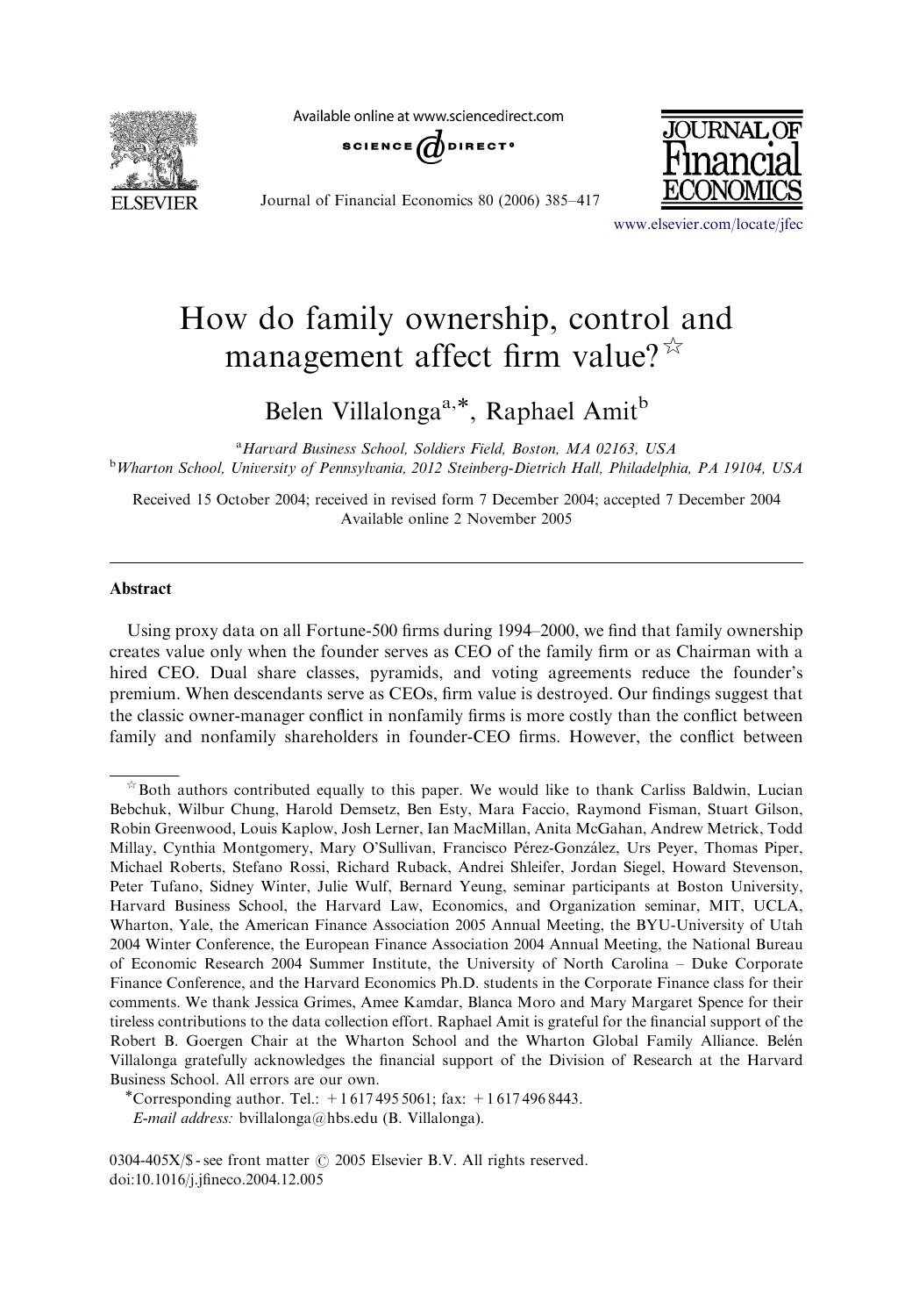# How do family ownership, control and management affect firm value? ☆

Belen Villalonga[a,*], Raphael Amit[b]

[a]*Harvard Business School, Soldiers Field, Boston, MA 02163, USA*

[b]*Wharton School, University of Pennsylvania, 2012 Steinberg-Dietrich Hall, Philadelphia, PA 19104, USA*

Received 15 October 2004; received in revised form 7 December 2004; accepted 7 December 2004
Available online 2 November 2005

---

## Abstract

Using proxy data on all Fortune-500 firms during 1994–2000, we find that family ownership creates value only when the founder serves as CEO of the family firm or as Chairman with a hired CEO. Dual share classes, pyramids, and voting agreements reduce the founder's premium. When descendants serve as CEOs, firm value is destroyed. Our findings suggest that the classic owner-manager conflict in nonfamily firms is more costly than the conflict between family and nonfamily shareholders in founder-CEO firms. However, the conflict between

---

☆ Both authors contributed equally to this paper. We would like to thank Carliss Baldwin, Lucian Bebchuk, Wilbur Chung, Harold Demsetz, Ben Esty, Mara Faccio, Raymond Fisman, Stuart Gilson, Robin Greenwood, Louis Kaplow, Josh Lerner, Ian MacMillan, Anita McGahan, Andrew Metrick, Todd Millay, Cynthia Montgomery, Mary O'Sullivan, Francisco Pérez-González, Urs Peyer, Thomas Piper, Michael Roberts, Stefano Rossi, Richard Ruback, Andrei Shleifer, Jordan Siegel, Howard Stevenson, Peter Tufano, Sidney Winter, Julie Wulf, Bernard Yeung, seminar participants at Boston University, Harvard Business School, the Harvard Law, Economics, and Organization seminar, MIT, UCLA, Wharton, Yale, the American Finance Association 2005 Annual Meeting, the BYU-University of Utah 2004 Winter Conference, the European Finance Association 2004 Annual Meeting, the National Bureau of Economic Research 2004 Summer Institute, the University of North Carolina – Duke Corporate Finance Conference, and the Harvard Economics Ph.D. students in the Corporate Finance class for their comments. We thank Jessica Grimes, Amee Kamdar, Blanca Moro and Mary Margaret Spence for their tireless contributions to the data collection effort. Raphael Amit is grateful for the financial support of the Robert B. Goergen Chair at the Wharton School and the Wharton Global Family Alliance. Belén Villalonga gratefully acknowledges the financial support of the Division of Research at the Harvard Business School. All errors are our own.

*Corresponding author. Tel.: +1 617 495 5061; fax: +1 617 496 8443.
*E-mail address:* bvillalonga@hbs.edu (B. Villalonga).

0304-405X/$ - see front matter © 2005 Elsevier B.V. All rights reserved.
doi:10.1016/j.jfineco.2004.12.005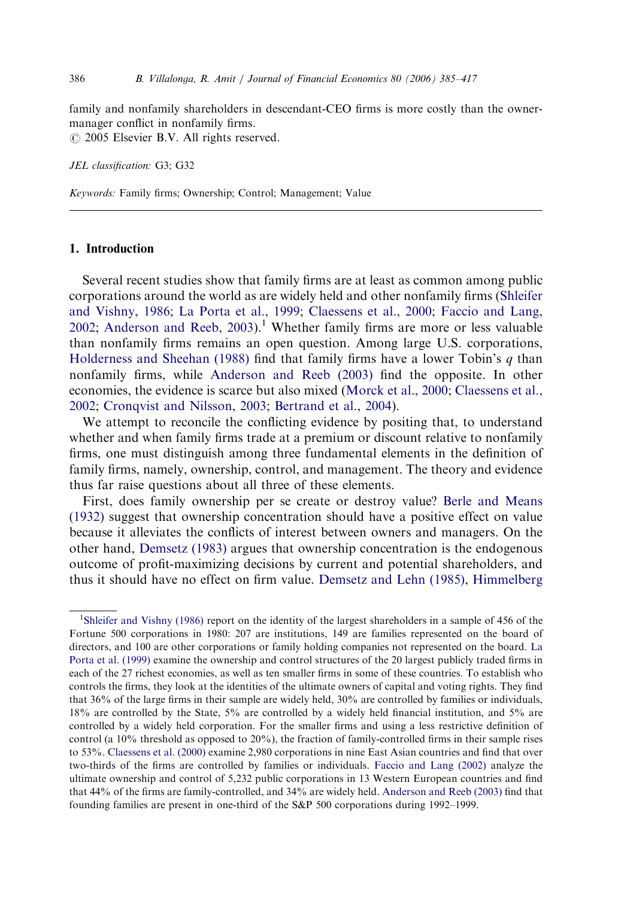family and nonfamily shareholders in descendant-CEO firms is more costly than the owner-manager conflict in nonfamily firms.
© 2005 Elsevier B.V. All rights reserved.

*JEL classification:* G3; G32

*Keywords:* Family firms; Ownership; Control; Management; Value

## 1. Introduction

Several recent studies show that family firms are at least as common among public corporations around the world as are widely held and other nonfamily firms (Shleifer and Vishny, 1986; La Porta et al., 1999; Claessens et al., 2000; Faccio and Lang, 2002; Anderson and Reeb, 2003).[1] Whether family firms are more or less valuable than nonfamily firms remains an open question. Among large U.S. corporations, Holderness and Sheehan (1988) find that family firms have a lower Tobin's $q$ than nonfamily firms, while Anderson and Reeb (2003) find the opposite. In other economies, the evidence is scarce but also mixed (Morck et al., 2000; Claessens et al., 2002; Cronqvist and Nilsson, 2003; Bertrand et al., 2004).

We attempt to reconcile the conflicting evidence by positing that, to understand whether and when family firms trade at a premium or discount relative to nonfamily firms, one must distinguish among three fundamental elements in the definition of family firms, namely, ownership, control, and management. The theory and evidence thus far raise questions about all three of these elements.

First, does family ownership per se create or destroy value? Berle and Means (1932) suggest that ownership concentration should have a positive effect on value because it alleviates the conflicts of interest between owners and managers. On the other hand, Demsetz (1983) argues that ownership concentration is the endogenous outcome of profit-maximizing decisions by current and potential shareholders, and thus it should have no effect on firm value. Demsetz and Lehn (1985), Himmelberg

[1] Shleifer and Vishny (1986) report on the identity of the largest shareholders in a sample of 456 of the Fortune 500 corporations in 1980: 207 are institutions, 149 are families represented on the board of directors, and 100 are other corporations or family holding companies not represented on the board. La Porta et al. (1999) examine the ownership and control structures of the 20 largest publicly traded firms in each of the 27 richest economies, as well as ten smaller firms in some of these countries. To establish who controls the firms, they look at the identities of the ultimate owners of capital and voting rights. They find that 36% of the large firms in their sample are widely held, 30% are controlled by families or individuals, 18% are controlled by the State, 5% are controlled by a widely held financial institution, and 5% are controlled by a widely held corporation. For the smaller firms and using a less restrictive definition of control (a 10% threshold as opposed to 20%), the fraction of family-controlled firms in their sample rises to 53%. Claessens et al. (2000) examine 2,980 corporations in nine East Asian countries and find that over two-thirds of the firms are controlled by families or individuals. Faccio and Lang (2002) analyze the ultimate ownership and control of 5,232 public corporations in 13 Western European countries and find that 44% of the firms are family-controlled, and 34% are widely held. Anderson and Reeb (2003) find that founding families are present in one-third of the S&P 500 corporations during 1992–1999.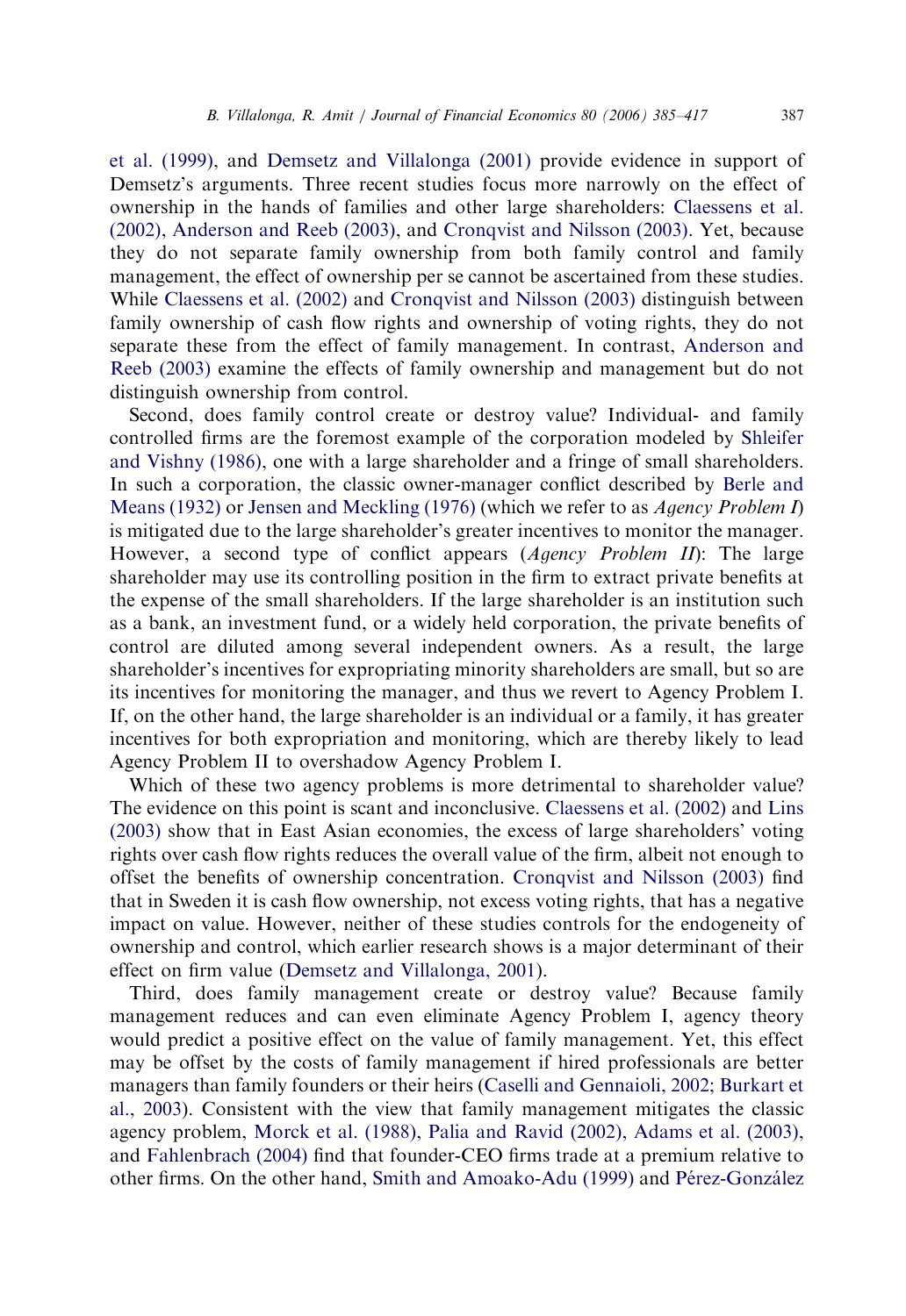et al. (1999), and Demsetz and Villalonga (2001) provide evidence in support of Demsetz's arguments. Three recent studies focus more narrowly on the effect of ownership in the hands of families and other large shareholders: Claessens et al. (2002), Anderson and Reeb (2003), and Cronqvist and Nilsson (2003). Yet, because they do not separate family ownership from both family control and family management, the effect of ownership per se cannot be ascertained from these studies. While Claessens et al. (2002) and Cronqvist and Nilsson (2003) distinguish between family ownership of cash flow rights and ownership of voting rights, they do not separate these from the effect of family management. In contrast, Anderson and Reeb (2003) examine the effects of family ownership and management but do not distinguish ownership from control.

Second, does family control create or destroy value? Individual- and family controlled firms are the foremost example of the corporation modeled by Shleifer and Vishny (1986), one with a large shareholder and a fringe of small shareholders. In such a corporation, the classic owner-manager conflict described by Berle and Means (1932) or Jensen and Meckling (1976) (which we refer to as *Agency Problem I*) is mitigated due to the large shareholder's greater incentives to monitor the manager. However, a second type of conflict appears (*Agency Problem II*): The large shareholder may use its controlling position in the firm to extract private benefits at the expense of the small shareholders. If the large shareholder is an institution such as a bank, an investment fund, or a widely held corporation, the private benefits of control are diluted among several independent owners. As a result, the large shareholder's incentives for expropriating minority shareholders are small, but so are its incentives for monitoring the manager, and thus we revert to Agency Problem I. If, on the other hand, the large shareholder is an individual or a family, it has greater incentives for both expropriation and monitoring, which are thereby likely to lead Agency Problem II to overshadow Agency Problem I.

Which of these two agency problems is more detrimental to shareholder value? The evidence on this point is scant and inconclusive. Claessens et al. (2002) and Lins (2003) show that in East Asian economies, the excess of large shareholders' voting rights over cash flow rights reduces the overall value of the firm, albeit not enough to offset the benefits of ownership concentration. Cronqvist and Nilsson (2003) find that in Sweden it is cash flow ownership, not excess voting rights, that has a negative impact on value. However, neither of these studies controls for the endogeneity of ownership and control, which earlier research shows is a major determinant of their effect on firm value (Demsetz and Villalonga, 2001).

Third, does family management create or destroy value? Because family management reduces and can even eliminate Agency Problem I, agency theory would predict a positive effect on the value of family management. Yet, this effect may be offset by the costs of family management if hired professionals are better managers than family founders or their heirs (Caselli and Gennaioli, 2002; Burkart et al., 2003). Consistent with the view that family management mitigates the classic agency problem, Morck et al. (1988), Palia and Ravid (2002), Adams et al. (2003), and Fahlenbrach (2004) find that founder-CEO firms trade at a premium relative to other firms. On the other hand, Smith and Amoako-Adu (1999) and Pérez-González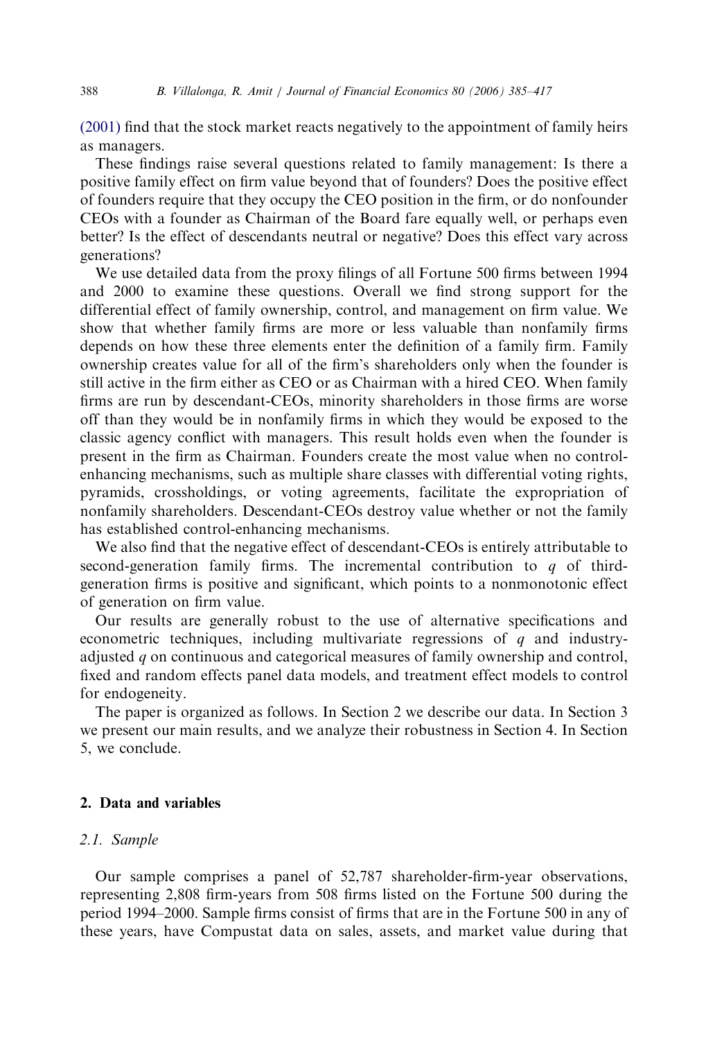(2001) find that the stock market reacts negatively to the appointment of family heirs as managers.

These findings raise several questions related to family management: Is there a positive family effect on firm value beyond that of founders? Does the positive effect of founders require that they occupy the CEO position in the firm, or do nonfounder CEOs with a founder as Chairman of the Board fare equally well, or perhaps even better? Is the effect of descendants neutral or negative? Does this effect vary across generations?

We use detailed data from the proxy filings of all Fortune 500 firms between 1994 and 2000 to examine these questions. Overall we find strong support for the differential effect of family ownership, control, and management on firm value. We show that whether family firms are more or less valuable than nonfamily firms depends on how these three elements enter the definition of a family firm. Family ownership creates value for all of the firm's shareholders only when the founder is still active in the firm either as CEO or as Chairman with a hired CEO. When family firms are run by descendant-CEOs, minority shareholders in those firms are worse off than they would be in nonfamily firms in which they would be exposed to the classic agency conflict with managers. This result holds even when the founder is present in the firm as Chairman. Founders create the most value when no control-enhancing mechanisms, such as multiple share classes with differential voting rights, pyramids, crossholdings, or voting agreements, facilitate the expropriation of nonfamily shareholders. Descendant-CEOs destroy value whether or not the family has established control-enhancing mechanisms.

We also find that the negative effect of descendant-CEOs is entirely attributable to second-generation family firms. The incremental contribution to $q$ of third-generation firms is positive and significant, which points to a nonmonotonic effect of generation on firm value.

Our results are generally robust to the use of alternative specifications and econometric techniques, including multivariate regressions of $q$ and industry-adjusted $q$ on continuous and categorical measures of family ownership and control, fixed and random effects panel data models, and treatment effect models to control for endogeneity.

The paper is organized as follows. In Section 2 we describe our data. In Section 3 we present our main results, and we analyze their robustness in Section 4. In Section 5, we conclude.

## 2. Data and variables

### 2.1. Sample

Our sample comprises a panel of 52,787 shareholder-firm-year observations, representing 2,808 firm-years from 508 firms listed on the Fortune 500 during the period 1994–2000. Sample firms consist of firms that are in the Fortune 500 in any of these years, have Compustat data on sales, assets, and market value during that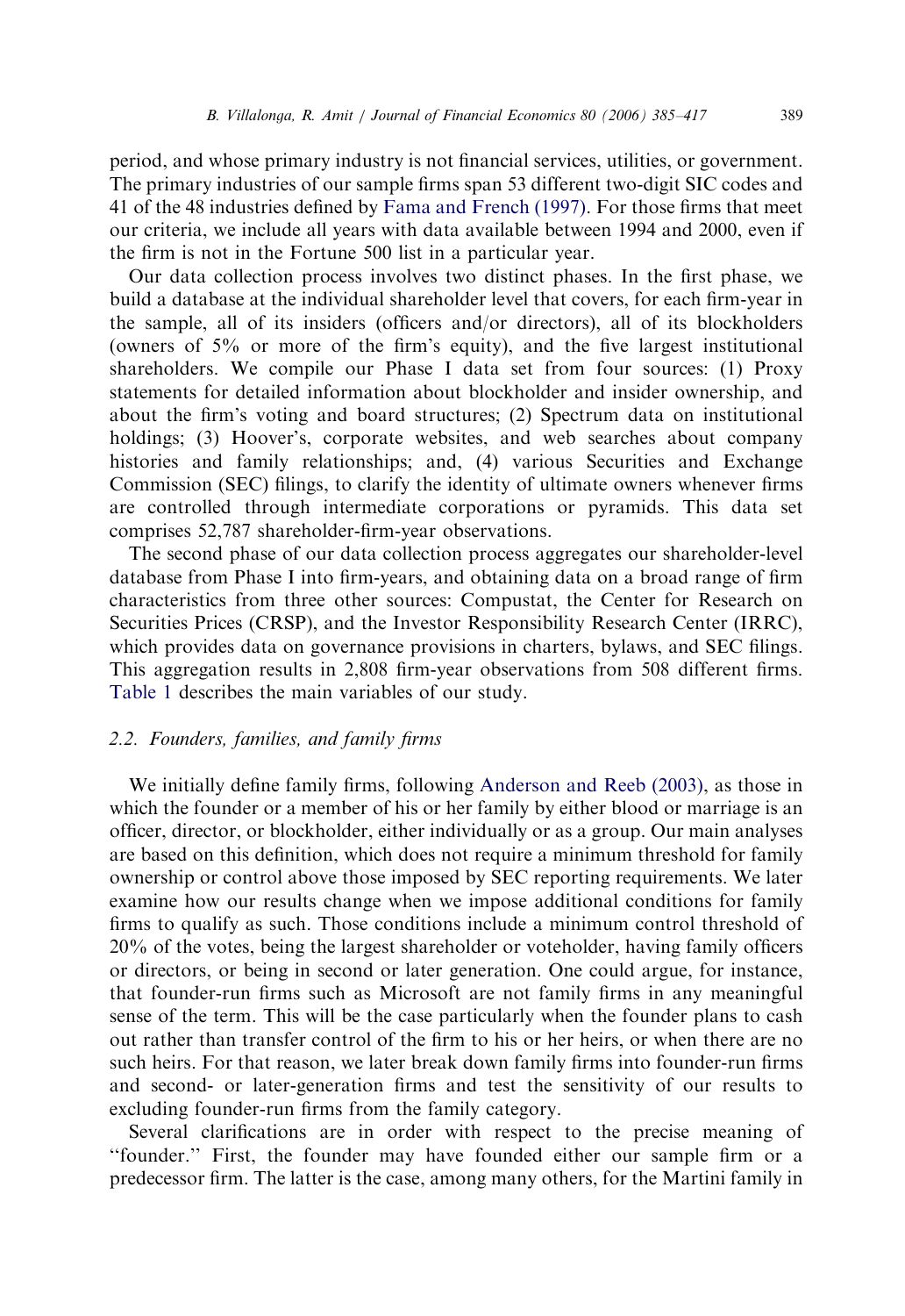period, and whose primary industry is not financial services, utilities, or government. The primary industries of our sample firms span 53 different two-digit SIC codes and 41 of the 48 industries defined by Fama and French (1997). For those firms that meet our criteria, we include all years with data available between 1994 and 2000, even if the firm is not in the Fortune 500 list in a particular year.

Our data collection process involves two distinct phases. In the first phase, we build a database at the individual shareholder level that covers, for each firm-year in the sample, all of its insiders (officers and/or directors), all of its blockholders (owners of 5% or more of the firm's equity), and the five largest institutional shareholders. We compile our Phase I data set from four sources: (1) Proxy statements for detailed information about blockholder and insider ownership, and about the firm's voting and board structures; (2) Spectrum data on institutional holdings; (3) Hoover's, corporate websites, and web searches about company histories and family relationships; and, (4) various Securities and Exchange Commission (SEC) filings, to clarify the identity of ultimate owners whenever firms are controlled through intermediate corporations or pyramids. This data set comprises 52,787 shareholder-firm-year observations.

The second phase of our data collection process aggregates our shareholder-level database from Phase I into firm-years, and obtaining data on a broad range of firm characteristics from three other sources: Compustat, the Center for Research on Securities Prices (CRSP), and the Investor Responsibility Research Center (IRRC), which provides data on governance provisions in charters, bylaws, and SEC filings. This aggregation results in 2,808 firm-year observations from 508 different firms. Table 1 describes the main variables of our study.

### 2.2. Founders, families, and family firms

We initially define family firms, following Anderson and Reeb (2003), as those in which the founder or a member of his or her family by either blood or marriage is an officer, director, or blockholder, either individually or as a group. Our main analyses are based on this definition, which does not require a minimum threshold for family ownership or control above those imposed by SEC reporting requirements. We later examine how our results change when we impose additional conditions for family firms to qualify as such. Those conditions include a minimum control threshold of 20% of the votes, being the largest shareholder or voteholder, having family officers or directors, or being in second or later generation. One could argue, for instance, that founder-run firms such as Microsoft are not family firms in any meaningful sense of the term. This will be the case particularly when the founder plans to cash out rather than transfer control of the firm to his or her heirs, or when there are no such heirs. For that reason, we later break down family firms into founder-run firms and second- or later-generation firms and test the sensitivity of our results to excluding founder-run firms from the family category.

Several clarifications are in order with respect to the precise meaning of "founder." First, the founder may have founded either our sample firm or a predecessor firm. The latter is the case, among many others, for the Martini family in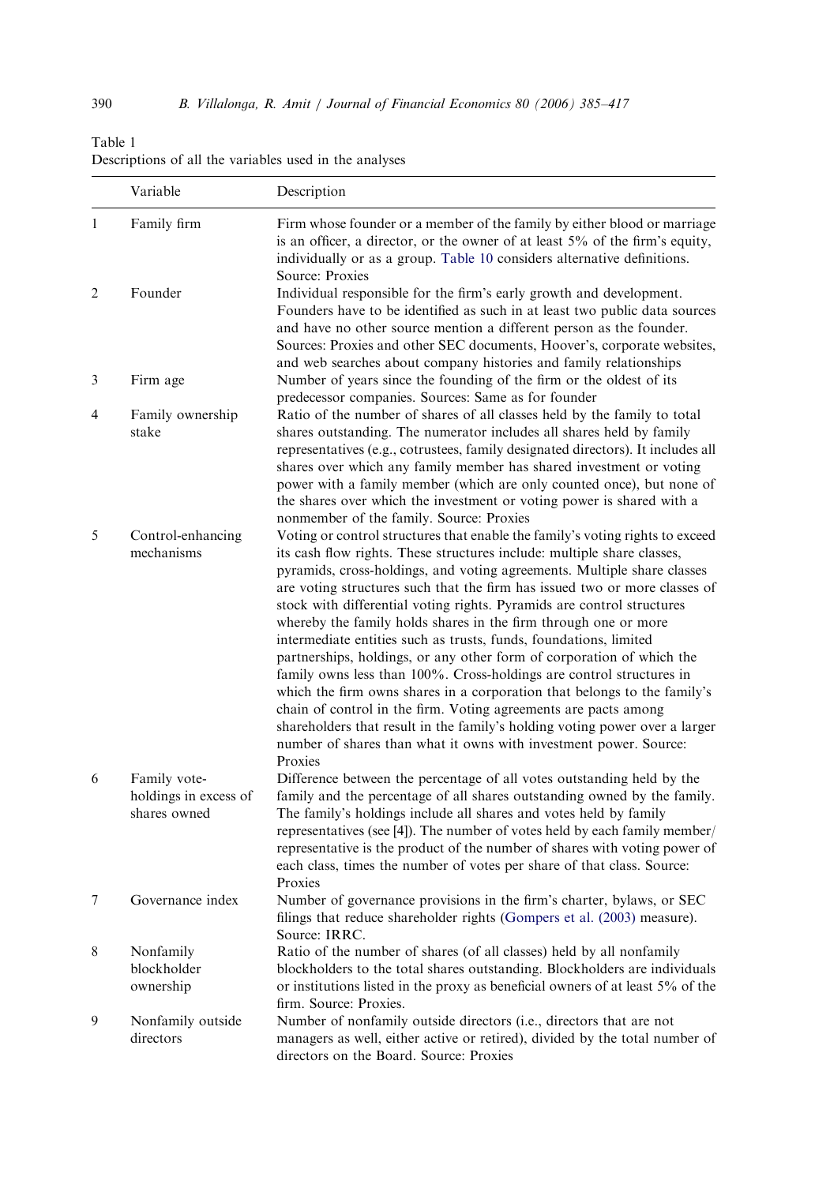Table 1
Descriptions of all the variables used in the analyses

| | Variable | Description |
|---|---|---|
| 1 | Family firm | Firm whose founder or a member of the family by either blood or marriage is an officer, a director, or the owner of at least 5% of the firm's equity, individually or as a group. Table 10 considers alternative definitions. Source: Proxies |
| 2 | Founder | Individual responsible for the firm's early growth and development. Founders have to be identified as such in at least two public data sources and have no other source mention a different person as the founder. Sources: Proxies and other SEC documents, Hoover's, corporate websites, and web searches about company histories and family relationships |
| 3 | Firm age | Number of years since the founding of the firm or the oldest of its predecessor companies. Sources: Same as for founder |
| 4 | Family ownership stake | Ratio of the number of shares of all classes held by the family to total shares outstanding. The numerator includes all shares held by family representatives (e.g., cotrustees, family designated directors). It includes all shares over which any family member has shared investment or voting power with a family member (which are only counted once), but none of the shares over which the investment or voting power is shared with a nonmember of the family. Source: Proxies |
| 5 | Control-enhancing mechanisms | Voting or control structures that enable the family's voting rights to exceed its cash flow rights. These structures include: multiple share classes, pyramids, cross-holdings, and voting agreements. Multiple share classes are voting structures such that the firm has issued two or more classes of stock with differential voting rights. Pyramids are control structures whereby the family holds shares in the firm through one or more intermediate entities such as trusts, funds, foundations, limited partnerships, holdings, or any other form of corporation of which the family owns less than 100%. Cross-holdings are control structures in which the firm owns shares in a corporation that belongs to the family's chain of control in the firm. Voting agreements are pacts among shareholders that result in the family's holding voting power over a larger number of shares than what it owns with investment power. Source: Proxies |
| 6 | Family vote-holdings in excess of shares owned | Difference between the percentage of all votes outstanding held by the family and the percentage of all shares outstanding owned by the family. The family's holdings include all shares and votes held by family representatives (see [4]). The number of votes held by each family member/representative is the product of the number of shares with voting power of each class, times the number of votes per share of that class. Source: Proxies |
| 7 | Governance index | Number of governance provisions in the firm's charter, bylaws, or SEC filings that reduce shareholder rights (Gompers et al. (2003) measure). Source: IRRC. |
| 8 | Nonfamily blockholder ownership | Ratio of the number of shares (of all classes) held by all nonfamily blockholders to the total shares outstanding. Blockholders are individuals or institutions listed in the proxy as beneficial owners of at least 5% of the firm. Source: Proxies. |
| 9 | Nonfamily outside directors | Number of nonfamily outside directors (i.e., directors that are not managers as well, either active or retired), divided by the total number of directors on the Board. Source: Proxies |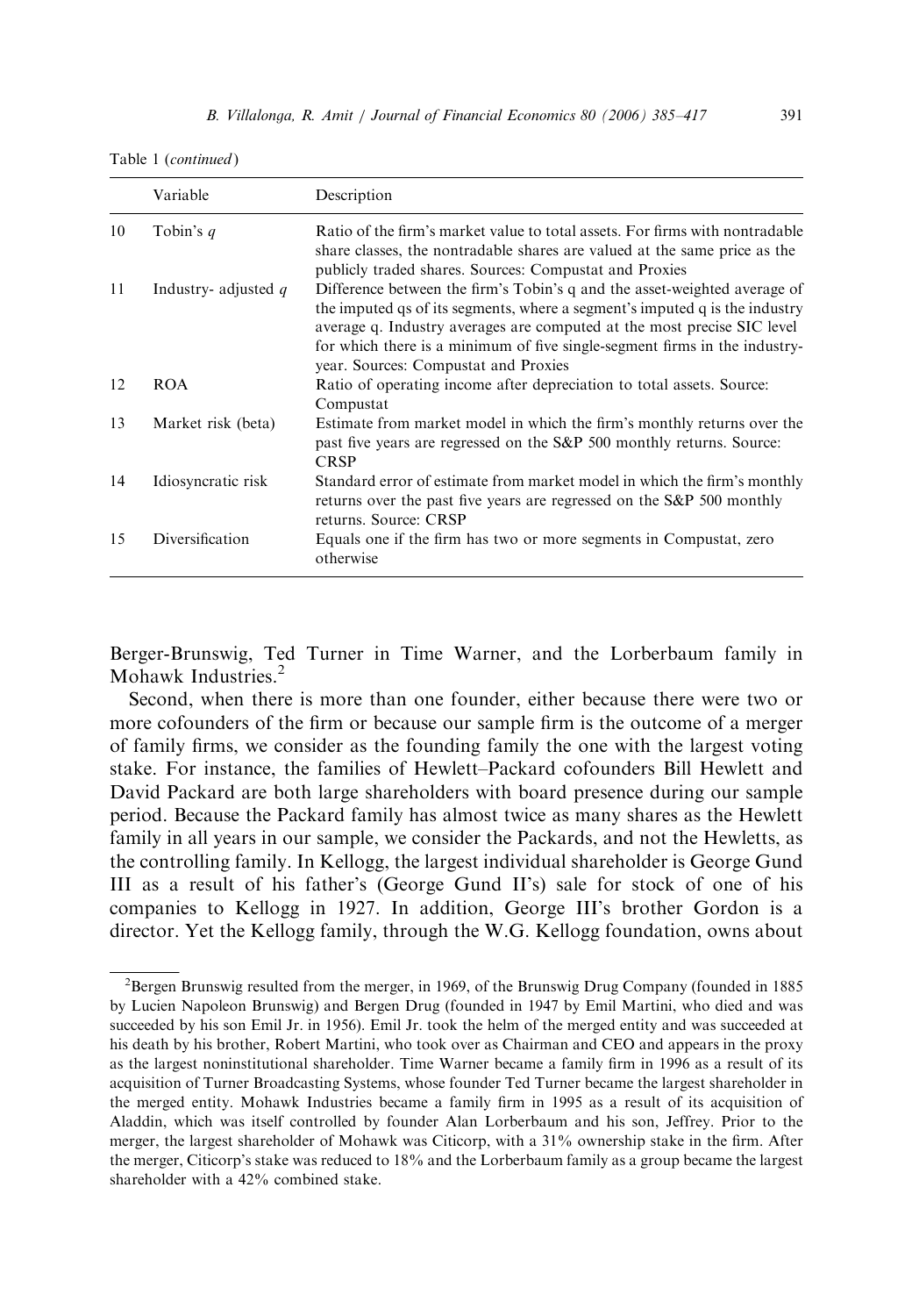Table 1 (*continued*)

| | Variable | Description |
|---|---|---|
| 10 | Tobin's $q$ | Ratio of the firm's market value to total assets. For firms with nontradable share classes, the nontradable shares are valued at the same price as the publicly traded shares. Sources: Compustat and Proxies |
| 11 | Industry- adjusted $q$ | Difference between the firm's Tobin's q and the asset-weighted average of the imputed qs of its segments, where a segment's imputed q is the industry average q. Industry averages are computed at the most precise SIC level for which there is a minimum of five single-segment firms in the industry-year. Sources: Compustat and Proxies |
| 12 | ROA | Ratio of operating income after depreciation to total assets. Source: Compustat |
| 13 | Market risk (beta) | Estimate from market model in which the firm's monthly returns over the past five years are regressed on the S&P 500 monthly returns. Source: CRSP |
| 14 | Idiosyncratic risk | Standard error of estimate from market model in which the firm's monthly returns over the past five years are regressed on the S&P 500 monthly returns. Source: CRSP |
| 15 | Diversification | Equals one if the firm has two or more segments in Compustat, zero otherwise |

Berger-Brunswig, Ted Turner in Time Warner, and the Lorberbaum family in Mohawk Industries.[2]

Second, when there is more than one founder, either because there were two or more cofounders of the firm or because our sample firm is the outcome of a merger of family firms, we consider as the founding family the one with the largest voting stake. For instance, the families of Hewlett–Packard cofounders Bill Hewlett and David Packard are both large shareholders with board presence during our sample period. Because the Packard family has almost twice as many shares as the Hewlett family in all years in our sample, we consider the Packards, and not the Hewletts, as the controlling family. In Kellogg, the largest individual shareholder is George Gund III as a result of his father's (George Gund II's) sale for stock of one of his companies to Kellogg in 1927. In addition, George III's brother Gordon is a director. Yet the Kellogg family, through the W.G. Kellogg foundation, owns about

[2]Bergen Brunswig resulted from the merger, in 1969, of the Brunswig Drug Company (founded in 1885 by Lucien Napoleon Brunswig) and Bergen Drug (founded in 1947 by Emil Martini, who died and was succeeded by his son Emil Jr. in 1956). Emil Jr. took the helm of the merged entity and was succeeded at his death by his brother, Robert Martini, who took over as Chairman and CEO and appears in the proxy as the largest noninstitutional shareholder. Time Warner became a family firm in 1996 as a result of its acquisition of Turner Broadcasting Systems, whose founder Ted Turner became the largest shareholder in the merged entity. Mohawk Industries became a family firm in 1995 as a result of its acquisition of Aladdin, which was itself controlled by founder Alan Lorberbaum and his son, Jeffrey. Prior to the merger, the largest shareholder of Mohawk was Citicorp, with a 31% ownership stake in the firm. After the merger, Citicorp's stake was reduced to 18% and the Lorberbaum family as a group became the largest shareholder with a 42% combined stake.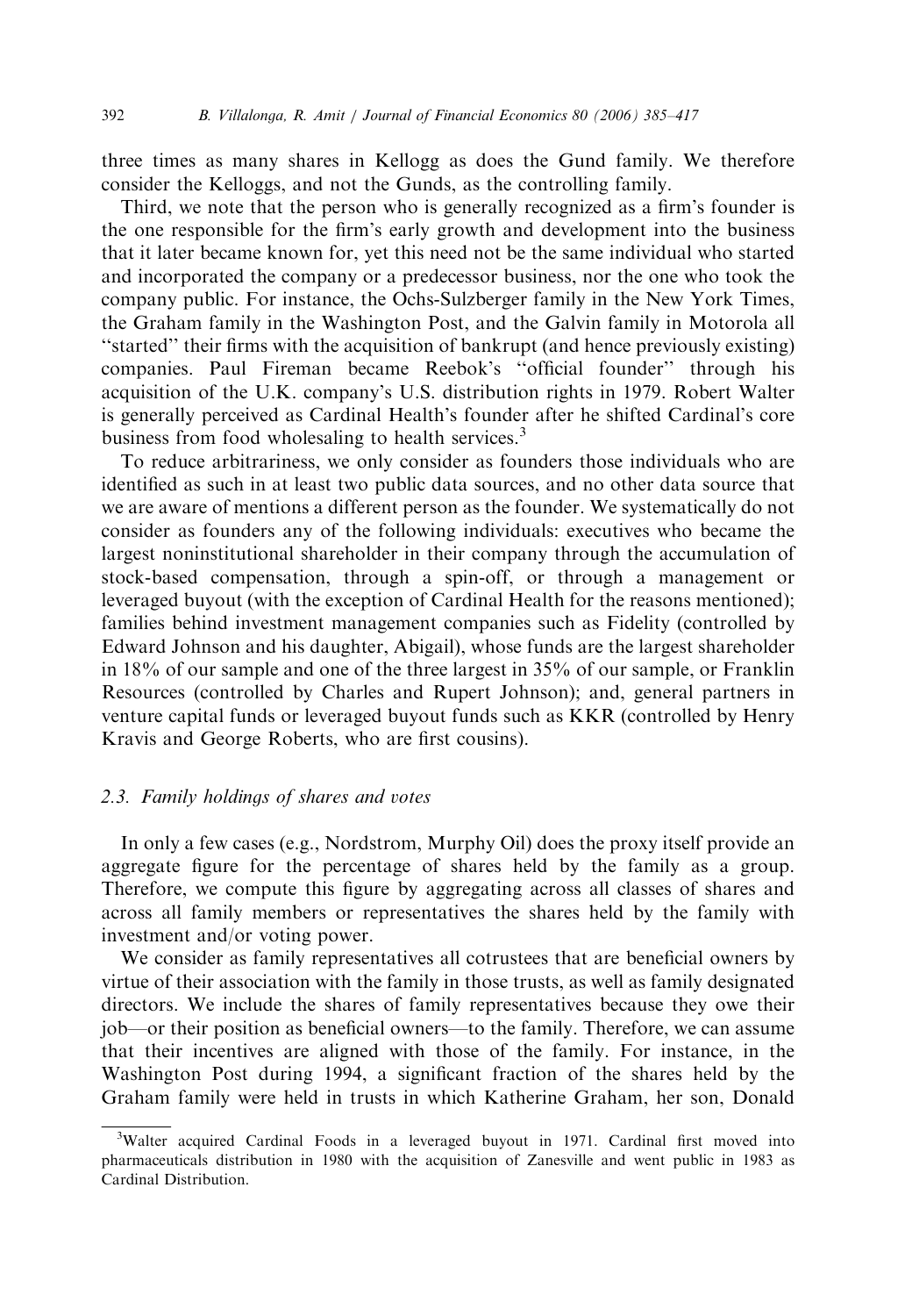three times as many shares in Kellogg as does the Gund family. We therefore consider the Kelloggs, and not the Gunds, as the controlling family.

Third, we note that the person who is generally recognized as a firm's founder is the one responsible for the firm's early growth and development into the business that it later became known for, yet this need not be the same individual who started and incorporated the company or a predecessor business, nor the one who took the company public. For instance, the Ochs-Sulzberger family in the New York Times, the Graham family in the Washington Post, and the Galvin family in Motorola all "started" their firms with the acquisition of bankrupt (and hence previously existing) companies. Paul Fireman became Reebok's "official founder" through his acquisition of the U.K. company's U.S. distribution rights in 1979. Robert Walter is generally perceived as Cardinal Health's founder after he shifted Cardinal's core business from food wholesaling to health services.[3]

To reduce arbitrariness, we only consider as founders those individuals who are identified as such in at least two public data sources, and no other data source that we are aware of mentions a different person as the founder. We systematically do not consider as founders any of the following individuals: executives who became the largest noninstitutional shareholder in their company through the accumulation of stock-based compensation, through a spin-off, or through a management or leveraged buyout (with the exception of Cardinal Health for the reasons mentioned); families behind investment management companies such as Fidelity (controlled by Edward Johnson and his daughter, Abigail), whose funds are the largest shareholder in 18% of our sample and one of the three largest in 35% of our sample, or Franklin Resources (controlled by Charles and Rupert Johnson); and, general partners in venture capital funds or leveraged buyout funds such as KKR (controlled by Henry Kravis and George Roberts, who are first cousins).

### 2.3. Family holdings of shares and votes

In only a few cases (e.g., Nordstrom, Murphy Oil) does the proxy itself provide an aggregate figure for the percentage of shares held by the family as a group. Therefore, we compute this figure by aggregating across all classes of shares and across all family members or representatives the shares held by the family with investment and/or voting power.

We consider as family representatives all cotrustees that are beneficial owners by virtue of their association with the family in those trusts, as well as family designated directors. We include the shares of family representatives because they owe their job—or their position as beneficial owners—to the family. Therefore, we can assume that their incentives are aligned with those of the family. For instance, in the Washington Post during 1994, a significant fraction of the shares held by the Graham family were held in trusts in which Katherine Graham, her son, Donald

[3]Walter acquired Cardinal Foods in a leveraged buyout in 1971. Cardinal first moved into pharmaceuticals distribution in 1980 with the acquisition of Zanesville and went public in 1983 as Cardinal Distribution.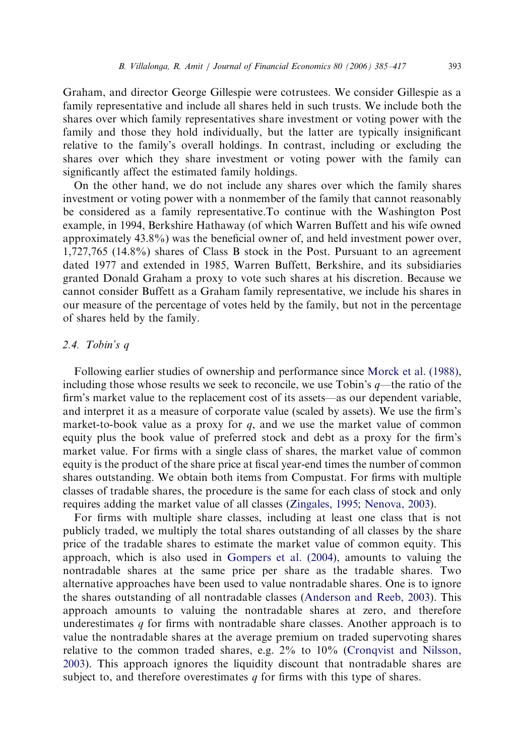Graham, and director George Gillespie were cotrustees. We consider Gillespie as a family representative and include all shares held in such trusts. We include both the shares over which family representatives share investment or voting power with the family and those they hold individually, but the latter are typically insignificant relative to the family's overall holdings. In contrast, including or excluding the shares over which they share investment or voting power with the family can significantly affect the estimated family holdings.

On the other hand, we do not include any shares over which the family shares investment or voting power with a nonmember of the family that cannot reasonably be considered as a family representative.To continue with the Washington Post example, in 1994, Berkshire Hathaway (of which Warren Buffett and his wife owned approximately 43.8%) was the beneficial owner of, and held investment power over, 1,727,765 (14.8%) shares of Class B stock in the Post. Pursuant to an agreement dated 1977 and extended in 1985, Warren Buffett, Berkshire, and its subsidiaries granted Donald Graham a proxy to vote such shares at his discretion. Because we cannot consider Buffett as a Graham family representative, we include his shares in our measure of the percentage of votes held by the family, but not in the percentage of shares held by the family.

### 2.4. Tobin's *q*

Following earlier studies of ownership and performance since Morck et al. (1988), including those whose results we seek to reconcile, we use Tobin's $q$—the ratio of the firm's market value to the replacement cost of its assets—as our dependent variable, and interpret it as a measure of corporate value (scaled by assets). We use the firm's market-to-book value as a proxy for $q$, and we use the market value of common equity plus the book value of preferred stock and debt as a proxy for the firm's market value. For firms with a single class of shares, the market value of common equity is the product of the share price at fiscal year-end times the number of common shares outstanding. We obtain both items from Compustat. For firms with multiple classes of tradable shares, the procedure is the same for each class of stock and only requires adding the market value of all classes (Zingales, 1995; Nenova, 2003).

For firms with multiple share classes, including at least one class that is not publicly traded, we multiply the total shares outstanding of all classes by the share price of the tradable shares to estimate the market value of common equity. This approach, which is also used in Gompers et al. (2004), amounts to valuing the nontradable shares at the same price per share as the tradable shares. Two alternative approaches have been used to value nontradable shares. One is to ignore the shares outstanding of all nontradable classes (Anderson and Reeb, 2003). This approach amounts to valuing the nontradable shares at zero, and therefore underestimates $q$ for firms with nontradable share classes. Another approach is to value the nontradable shares at the average premium on traded supervoting shares relative to the common traded shares, e.g. 2% to 10% (Cronqvist and Nilsson, 2003). This approach ignores the liquidity discount that nontradable shares are subject to, and therefore overestimates $q$ for firms with this type of shares.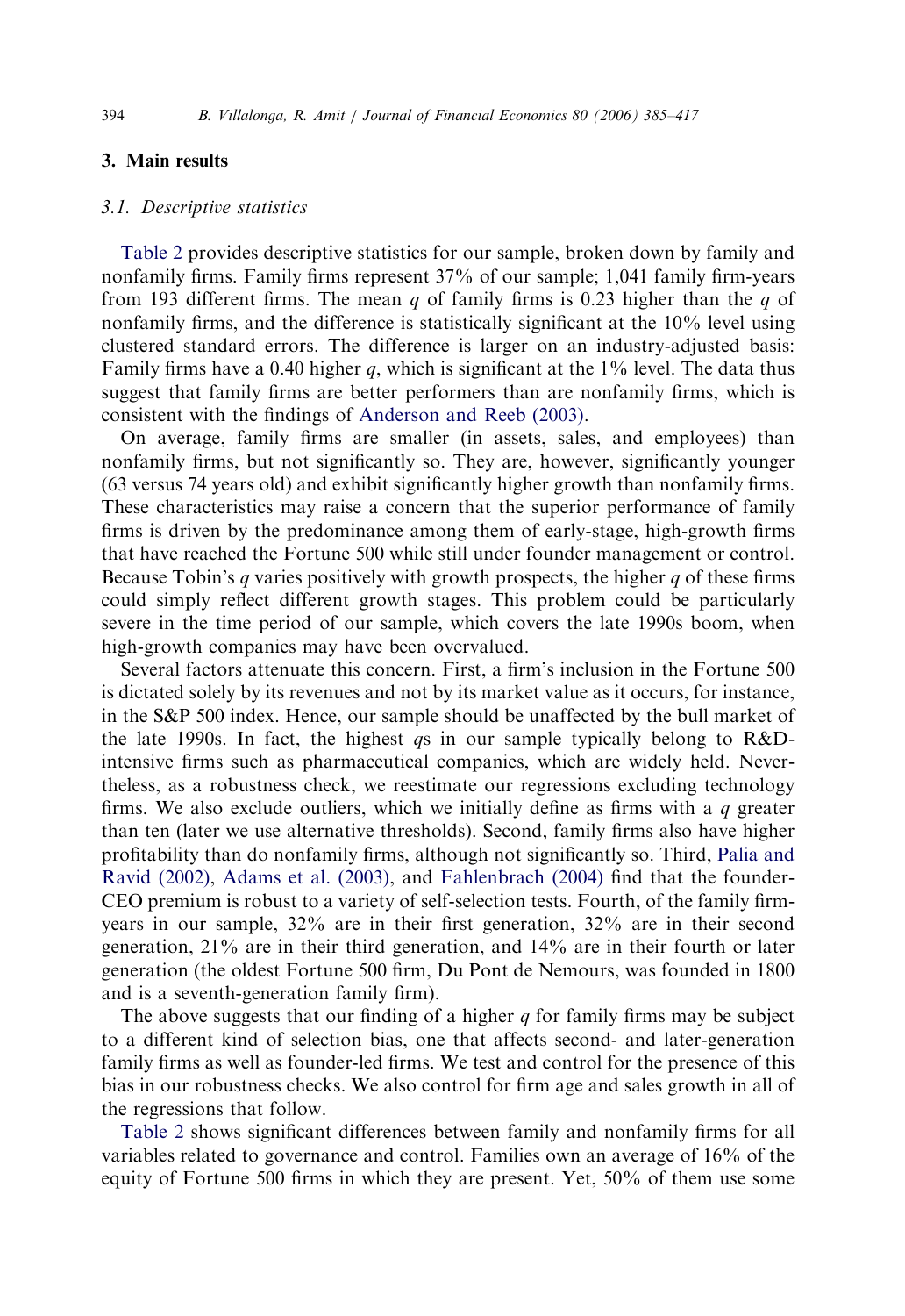## 3. Main results

### 3.1. Descriptive statistics

Table 2 provides descriptive statistics for our sample, broken down by family and nonfamily firms. Family firms represent 37% of our sample; 1,041 family firm-years from 193 different firms. The mean $q$ of family firms is 0.23 higher than the $q$ of nonfamily firms, and the difference is statistically significant at the 10% level using clustered standard errors. The difference is larger on an industry-adjusted basis: Family firms have a 0.40 higher $q$, which is significant at the 1% level. The data thus suggest that family firms are better performers than are nonfamily firms, which is consistent with the findings of Anderson and Reeb (2003).

On average, family firms are smaller (in assets, sales, and employees) than nonfamily firms, but not significantly so. They are, however, significantly younger (63 versus 74 years old) and exhibit significantly higher growth than nonfamily firms. These characteristics may raise a concern that the superior performance of family firms is driven by the predominance among them of early-stage, high-growth firms that have reached the Fortune 500 while still under founder management or control. Because Tobin's $q$ varies positively with growth prospects, the higher $q$ of these firms could simply reflect different growth stages. This problem could be particularly severe in the time period of our sample, which covers the late 1990s boom, when high-growth companies may have been overvalued.

Several factors attenuate this concern. First, a firm's inclusion in the Fortune 500 is dictated solely by its revenues and not by its market value as it occurs, for instance, in the S&P 500 index. Hence, our sample should be unaffected by the bull market of the late 1990s. In fact, the highest $q$s in our sample typically belong to R&D-intensive firms such as pharmaceutical companies, which are widely held. Nevertheless, as a robustness check, we reestimate our regressions excluding technology firms. We also exclude outliers, which we initially define as firms with a $q$ greater than ten (later we use alternative thresholds). Second, family firms also have higher profitability than do nonfamily firms, although not significantly so. Third, Palia and Ravid (2002), Adams et al. (2003), and Fahlenbrach (2004) find that the founder-CEO premium is robust to a variety of self-selection tests. Fourth, of the family firm-years in our sample, 32% are in their first generation, 32% are in their second generation, 21% are in their third generation, and 14% are in their fourth or later generation (the oldest Fortune 500 firm, Du Pont de Nemours, was founded in 1800 and is a seventh-generation family firm).

The above suggests that our finding of a higher $q$ for family firms may be subject to a different kind of selection bias, one that affects second- and later-generation family firms as well as founder-led firms. We test and control for the presence of this bias in our robustness checks. We also control for firm age and sales growth in all of the regressions that follow.

Table 2 shows significant differences between family and nonfamily firms for all variables related to governance and control. Families own an average of 16% of the equity of Fortune 500 firms in which they are present. Yet, 50% of them use some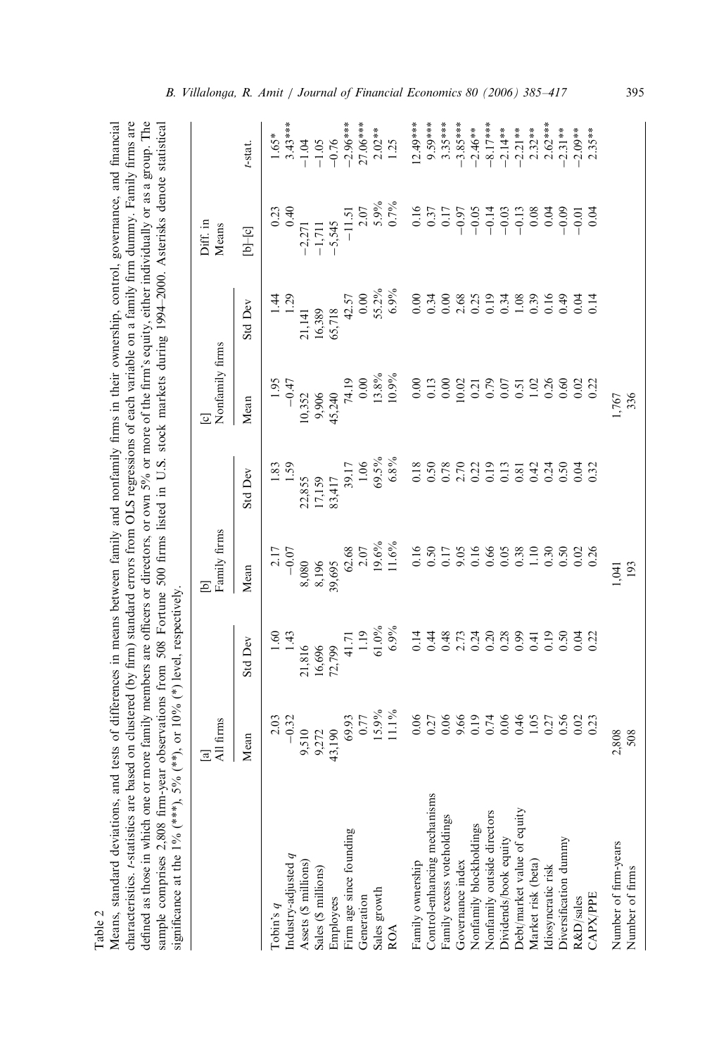Table 2

Means, standard deviations, and tests of differences in means between family and nonfamily firms in their ownership, control, governance, and financial characteristics. $t$-statistics are based on clustered (by firm) standard errors from OLS regressions of each variable on a family firm dummy. Family firms are defined as those in which one or more family members are officers or directors, or own 5% or more of the firm's equity, either individually or as a group. The sample comprises 2,808 firm-year observations from 508 Fortune 500 firms listed in U.S. stock markets during 1994–2000. Asterisks denote statistical significance at the 1% (***), 5% (**), or 10% (*) level, respectively.

| | [a] All firms | | [b] Family firms | | [c] Nonfamily firms | | Diff. in Means | |
|---|---|---|---|---|---|---|---|---|
| | Mean | Std Dev | Mean | Std Dev | Mean | Std Dev | [b]–[c] | $t$-stat. |
| Tobin's $q$ | 2.03 | 1.60 | 2.17 | 1.83 | 1.95 | 1.44 | 0.23 | 1.65* |
| Industry-adjusted $q$ | −0.32 | 1.43 | −0.07 | 1.59 | −0.47 | 1.29 | 0.40 | 3.43*** |
| Assets ($ millions) | 9,510 | 21,816 | 8,080 | 22,855 | 10,352 | 21,141 | −2,271 | −1.04 |
| Sales ($ millions) | 9,272 | 16,696 | 8,196 | 17,159 | 9,906 | 16,389 | −1,711 | −1.05 |
| Employees | 43,190 | 72,799 | 39,695 | 83,417 | 45,240 | 65,718 | −5,545 | −0.76 |
| Firm age since founding | 69.93 | 41.71 | 62.68 | 39.17 | 74.19 | 42.57 | −11.51 | −2.96*** |
| Generation | 0.77 | 1.19 | 2.07 | 1.06 | 0.00 | 0.00 | 2.07 | 27.06*** |
| Sales growth | 15.9% | 61.0% | 19.6% | 69.5% | 13.8% | 55.2% | 5.9% | 2.02** |
| ROA | 11.1% | 6.9% | 11.6% | 6.8% | 10.9% | 6.9% | 0.7% | 1.25 |
| Family ownership | 0.06 | 0.14 | 0.16 | 0.18 | 0.00 | 0.00 | 0.16 | 12.49*** |
| Control-enhancing mechanisms | 0.27 | 0.44 | 0.50 | 0.50 | 0.13 | 0.34 | 0.37 | 9.59*** |
| Family excess voteholdings | 0.06 | 0.48 | 0.17 | 0.78 | 0.00 | 0.00 | 0.17 | 3.35*** |
| Governance index | 9.66 | 2.73 | 9.05 | 2.70 | 10.02 | 2.68 | −0.97 | −3.85*** |
| Nonfamily blockholdings | 0.19 | 0.24 | 0.16 | 0.22 | 0.21 | 0.25 | −0.05 | −2.46** |
| Nonfamily outside directors | 0.74 | 0.20 | 0.66 | 0.19 | 0.79 | 0.19 | −0.14 | −8.17*** |
| Dividends/book equity | 0.06 | 0.28 | 0.05 | 0.13 | 0.07 | 0.34 | −0.03 | −2.14** |
| Debt/market value of equity | 0.46 | 0.99 | 0.38 | 0.81 | 0.51 | 1.08 | −0.13 | −2.21** |
| Market risk (beta) | 1.05 | 0.41 | 1.10 | 0.42 | 1.02 | 0.39 | 0.08 | 2.32** |
| Idiosyncratic risk | 0.27 | 0.19 | 0.30 | 0.24 | 0.26 | 0.16 | 0.04 | 2.62*** |
| Diversification dummy | 0.56 | 0.50 | 0.50 | 0.50 | 0.60 | 0.49 | −0.09 | −2.31** |
| R&D/sales | 0.02 | 0.04 | 0.02 | 0.04 | 0.02 | 0.04 | −0.01 | −2.09** |
| CAPX/PPE | 0.23 | 0.22 | 0.26 | 0.32 | 0.22 | 0.14 | 0.04 | 2.35** |
| Number of firm-years | 2,808 | | 1,041 | | 1,767 | | | |
| Number of firms | 508 | | 193 | | 336 | | | |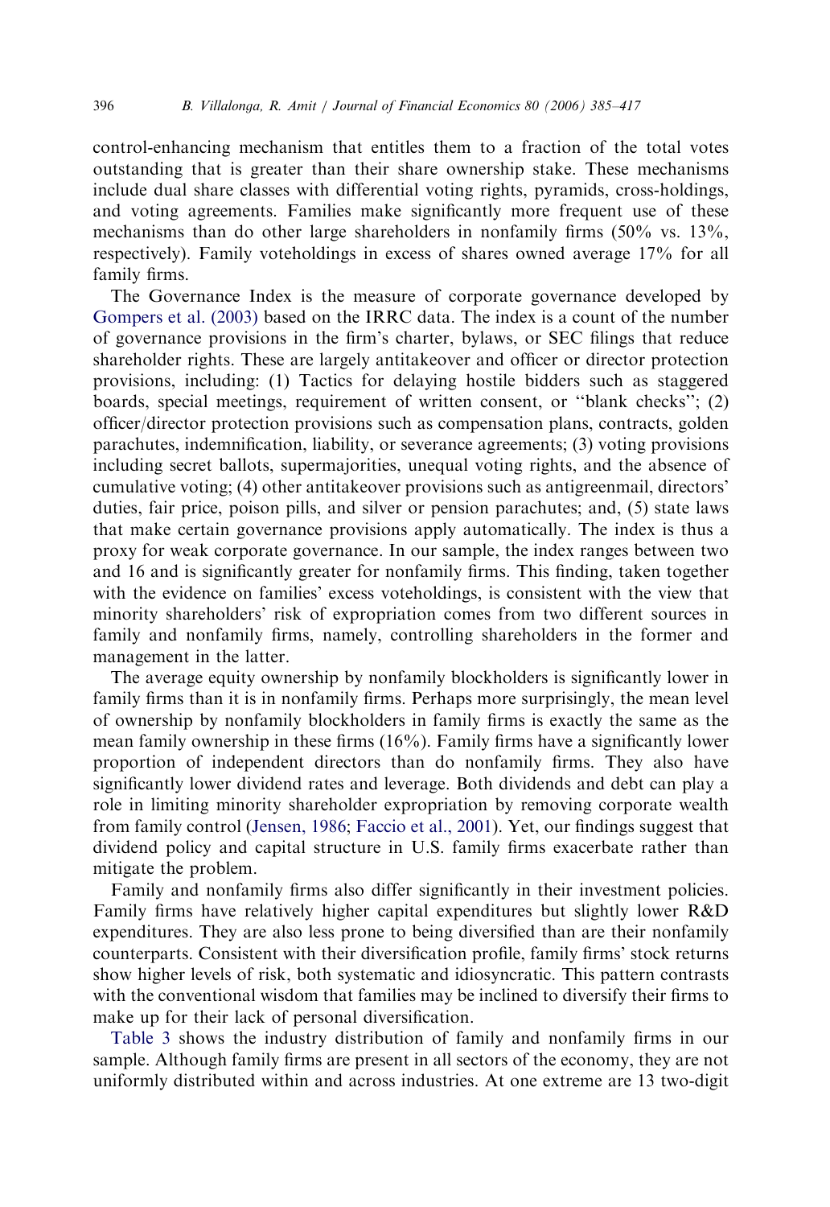control-enhancing mechanism that entitles them to a fraction of the total votes outstanding that is greater than their share ownership stake. These mechanisms include dual share classes with differential voting rights, pyramids, cross-holdings, and voting agreements. Families make significantly more frequent use of these mechanisms than do other large shareholders in nonfamily firms (50% vs. 13%, respectively). Family voteholdings in excess of shares owned average 17% for all family firms.

The Governance Index is the measure of corporate governance developed by Gompers et al. (2003) based on the IRRC data. The index is a count of the number of governance provisions in the firm's charter, bylaws, or SEC filings that reduce shareholder rights. These are largely antitakeover and officer or director protection provisions, including: (1) Tactics for delaying hostile bidders such as staggered boards, special meetings, requirement of written consent, or "blank checks"; (2) officer/director protection provisions such as compensation plans, contracts, golden parachutes, indemnification, liability, or severance agreements; (3) voting provisions including secret ballots, supermajorities, unequal voting rights, and the absence of cumulative voting; (4) other antitakeover provisions such as antigreenmail, directors' duties, fair price, poison pills, and silver or pension parachutes; and, (5) state laws that make certain governance provisions apply automatically. The index is thus a proxy for weak corporate governance. In our sample, the index ranges between two and 16 and is significantly greater for nonfamily firms. This finding, taken together with the evidence on families' excess voteholdings, is consistent with the view that minority shareholders' risk of expropriation comes from two different sources in family and nonfamily firms, namely, controlling shareholders in the former and management in the latter.

The average equity ownership by nonfamily blockholders is significantly lower in family firms than it is in nonfamily firms. Perhaps more surprisingly, the mean level of ownership by nonfamily blockholders in family firms is exactly the same as the mean family ownership in these firms (16%). Family firms have a significantly lower proportion of independent directors than do nonfamily firms. They also have significantly lower dividend rates and leverage. Both dividends and debt can play a role in limiting minority shareholder expropriation by removing corporate wealth from family control (Jensen, 1986; Faccio et al., 2001). Yet, our findings suggest that dividend policy and capital structure in U.S. family firms exacerbate rather than mitigate the problem.

Family and nonfamily firms also differ significantly in their investment policies. Family firms have relatively higher capital expenditures but slightly lower R&D expenditures. They are also less prone to being diversified than are their nonfamily counterparts. Consistent with their diversification profile, family firms' stock returns show higher levels of risk, both systematic and idiosyncratic. This pattern contrasts with the conventional wisdom that families may be inclined to diversify their firms to make up for their lack of personal diversification.

Table 3 shows the industry distribution of family and nonfamily firms in our sample. Although family firms are present in all sectors of the economy, they are not uniformly distributed within and across industries. At one extreme are 13 two-digit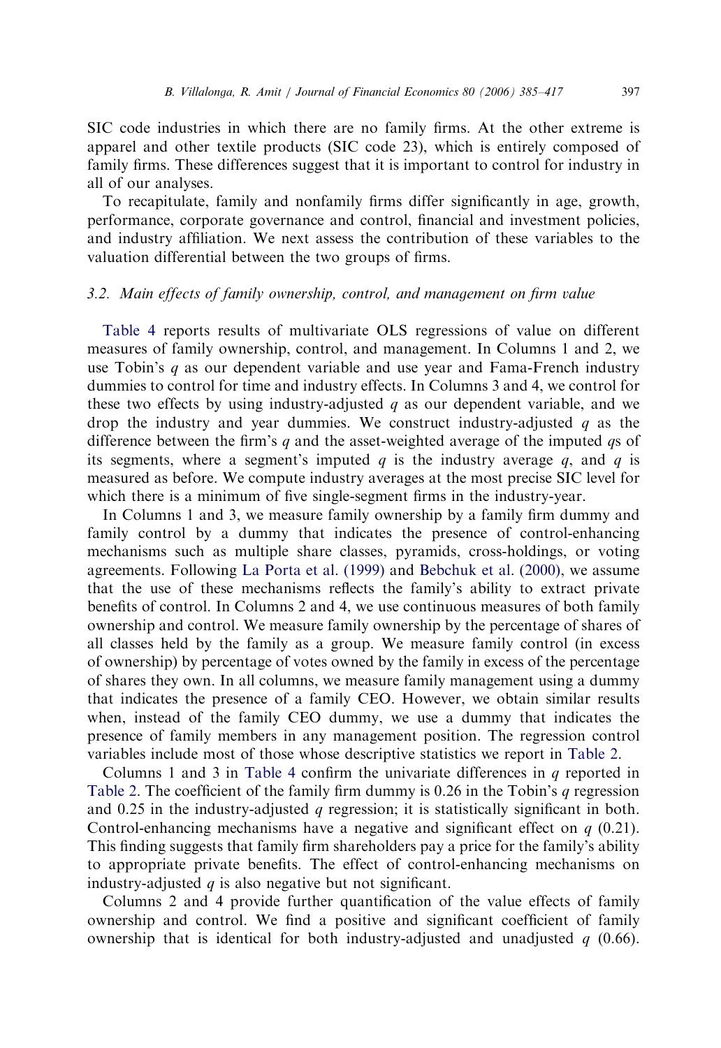SIC code industries in which there are no family firms. At the other extreme is apparel and other textile products (SIC code 23), which is entirely composed of family firms. These differences suggest that it is important to control for industry in all of our analyses.

To recapitulate, family and nonfamily firms differ significantly in age, growth, performance, corporate governance and control, financial and investment policies, and industry affiliation. We next assess the contribution of these variables to the valuation differential between the two groups of firms.

### 3.2. Main effects of family ownership, control, and management on firm value

Table 4 reports results of multivariate OLS regressions of value on different measures of family ownership, control, and management. In Columns 1 and 2, we use Tobin's $q$ as our dependent variable and use year and Fama-French industry dummies to control for time and industry effects. In Columns 3 and 4, we control for these two effects by using industry-adjusted $q$ as our dependent variable, and we drop the industry and year dummies. We construct industry-adjusted $q$ as the difference between the firm's $q$ and the asset-weighted average of the imputed $q$s of its segments, where a segment's imputed $q$ is the industry average $q$, and $q$ is measured as before. We compute industry averages at the most precise SIC level for which there is a minimum of five single-segment firms in the industry-year.

In Columns 1 and 3, we measure family ownership by a family firm dummy and family control by a dummy that indicates the presence of control-enhancing mechanisms such as multiple share classes, pyramids, cross-holdings, or voting agreements. Following La Porta et al. (1999) and Bebchuk et al. (2000), we assume that the use of these mechanisms reflects the family's ability to extract private benefits of control. In Columns 2 and 4, we use continuous measures of both family ownership and control. We measure family ownership by the percentage of shares of all classes held by the family as a group. We measure family control (in excess of ownership) by percentage of votes owned by the family in excess of the percentage of shares they own. In all columns, we measure family management using a dummy that indicates the presence of a family CEO. However, we obtain similar results when, instead of the family CEO dummy, we use a dummy that indicates the presence of family members in any management position. The regression control variables include most of those whose descriptive statistics we report in Table 2.

Columns 1 and 3 in Table 4 confirm the univariate differences in $q$ reported in Table 2. The coefficient of the family firm dummy is 0.26 in the Tobin's $q$ regression and 0.25 in the industry-adjusted $q$ regression; it is statistically significant in both. Control-enhancing mechanisms have a negative and significant effect on $q$ (0.21). This finding suggests that family firm shareholders pay a price for the family's ability to appropriate private benefits. The effect of control-enhancing mechanisms on industry-adjusted $q$ is also negative but not significant.

Columns 2 and 4 provide further quantification of the value effects of family ownership and control. We find a positive and significant coefficient of family ownership that is identical for both industry-adjusted and unadjusted $q$ (0.66).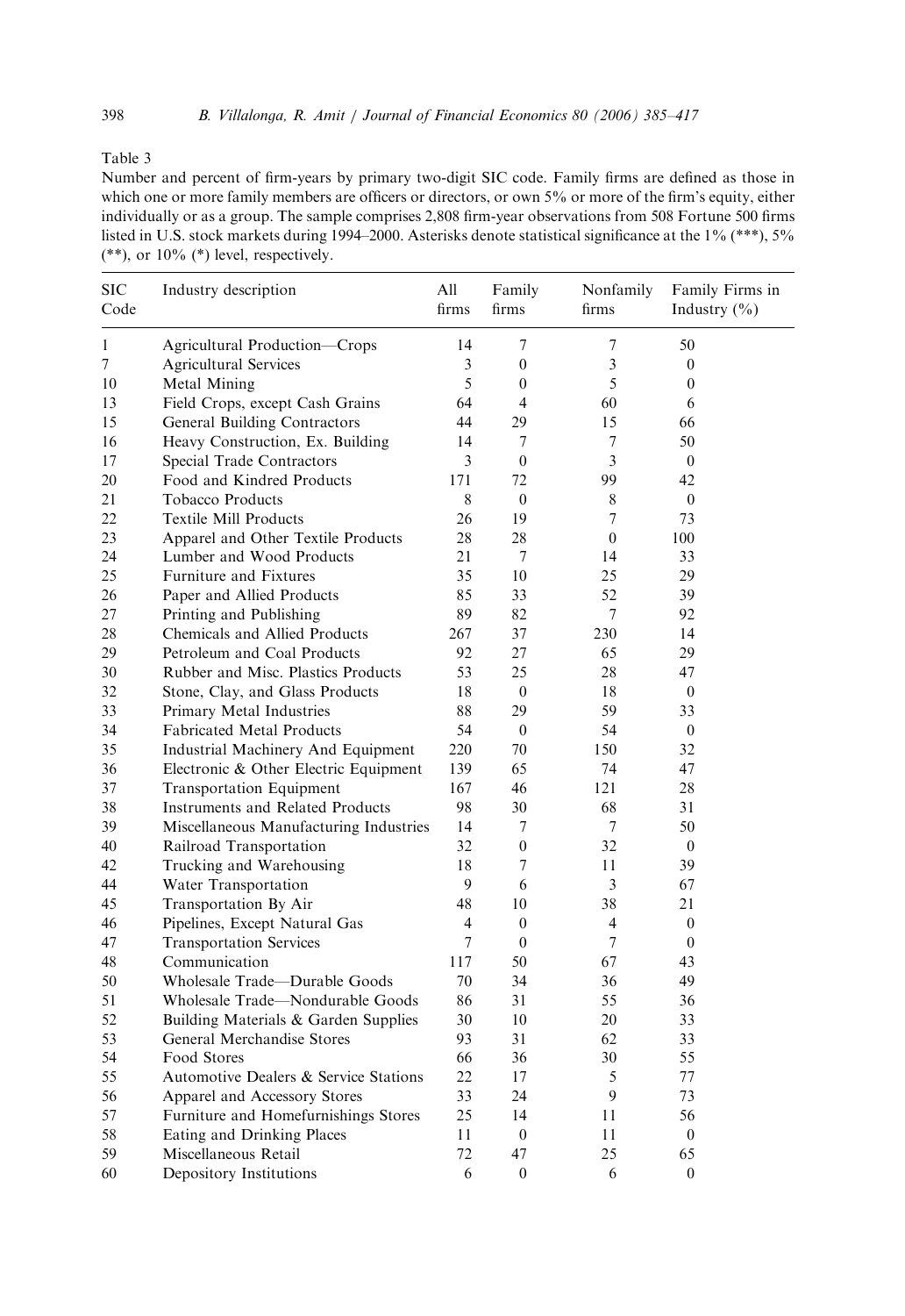Table 3

Number and percent of firm-years by primary two-digit SIC code. Family firms are defined as those in which one or more family members are officers or directors, or own 5% or more of the firm's equity, either individually or as a group. The sample comprises 2,808 firm-year observations from 508 Fortune 500 firms listed in U.S. stock markets during 1994–2000. Asterisks denote statistical significance at the 1% (***), 5% (**), or 10% (*) level, respectively.

| SIC Code | Industry description | All firms | Family firms | Nonfamily firms | Family Firms in Industry (%) |
|---|---|---|---|---|---|
| 1 | Agricultural Production—Crops | 14 | 7 | 7 | 50 |
| 7 | Agricultural Services | 3 | 0 | 3 | 0 |
| 10 | Metal Mining | 5 | 0 | 5 | 0 |
| 13 | Field Crops, except Cash Grains | 64 | 4 | 60 | 6 |
| 15 | General Building Contractors | 44 | 29 | 15 | 66 |
| 16 | Heavy Construction, Ex. Building | 14 | 7 | 7 | 50 |
| 17 | Special Trade Contractors | 3 | 0 | 3 | 0 |
| 20 | Food and Kindred Products | 171 | 72 | 99 | 42 |
| 21 | Tobacco Products | 8 | 0 | 8 | 0 |
| 22 | Textile Mill Products | 26 | 19 | 7 | 73 |
| 23 | Apparel and Other Textile Products | 28 | 28 | 0 | 100 |
| 24 | Lumber and Wood Products | 21 | 7 | 14 | 33 |
| 25 | Furniture and Fixtures | 35 | 10 | 25 | 29 |
| 26 | Paper and Allied Products | 85 | 33 | 52 | 39 |
| 27 | Printing and Publishing | 89 | 82 | 7 | 92 |
| 28 | Chemicals and Allied Products | 267 | 37 | 230 | 14 |
| 29 | Petroleum and Coal Products | 92 | 27 | 65 | 29 |
| 30 | Rubber and Misc. Plastics Products | 53 | 25 | 28 | 47 |
| 32 | Stone, Clay, and Glass Products | 18 | 0 | 18 | 0 |
| 33 | Primary Metal Industries | 88 | 29 | 59 | 33 |
| 34 | Fabricated Metal Products | 54 | 0 | 54 | 0 |
| 35 | Industrial Machinery And Equipment | 220 | 70 | 150 | 32 |
| 36 | Electronic & Other Electric Equipment | 139 | 65 | 74 | 47 |
| 37 | Transportation Equipment | 167 | 46 | 121 | 28 |
| 38 | Instruments and Related Products | 98 | 30 | 68 | 31 |
| 39 | Miscellaneous Manufacturing Industries | 14 | 7 | 7 | 50 |
| 40 | Railroad Transportation | 32 | 0 | 32 | 0 |
| 42 | Trucking and Warehousing | 18 | 7 | 11 | 39 |
| 44 | Water Transportation | 9 | 6 | 3 | 67 |
| 45 | Transportation By Air | 48 | 10 | 38 | 21 |
| 46 | Pipelines, Except Natural Gas | 4 | 0 | 4 | 0 |
| 47 | Transportation Services | 7 | 0 | 7 | 0 |
| 48 | Communication | 117 | 50 | 67 | 43 |
| 50 | Wholesale Trade—Durable Goods | 70 | 34 | 36 | 49 |
| 51 | Wholesale Trade—Nondurable Goods | 86 | 31 | 55 | 36 |
| 52 | Building Materials & Garden Supplies | 30 | 10 | 20 | 33 |
| 53 | General Merchandise Stores | 93 | 31 | 62 | 33 |
| 54 | Food Stores | 66 | 36 | 30 | 55 |
| 55 | Automotive Dealers & Service Stations | 22 | 17 | 5 | 77 |
| 56 | Apparel and Accessory Stores | 33 | 24 | 9 | 73 |
| 57 | Furniture and Homefurnishings Stores | 25 | 14 | 11 | 56 |
| 58 | Eating and Drinking Places | 11 | 0 | 11 | 0 |
| 59 | Miscellaneous Retail | 72 | 47 | 25 | 65 |
| 60 | Depository Institutions | 6 | 0 | 6 | 0 |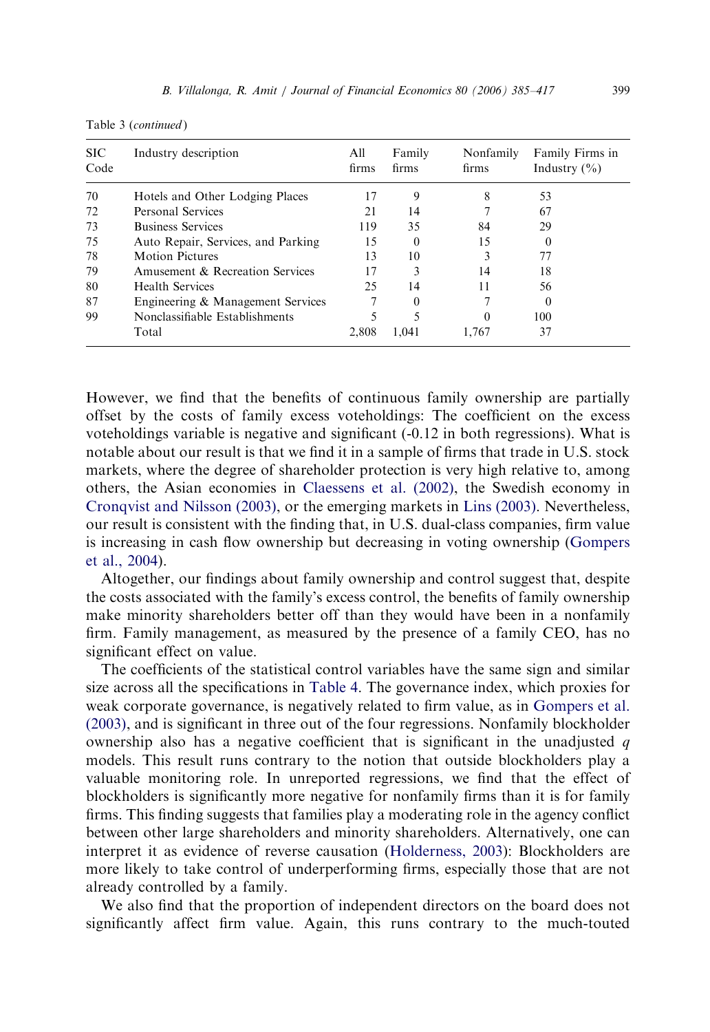Table 3 (*continued*)

| SIC Code | Industry description | All firms | Family firms | Nonfamily firms | Family Firms in Industry (%) |
|---|---|---|---|---|---|
| 70 | Hotels and Other Lodging Places | 17 | 9 | 8 | 53 |
| 72 | Personal Services | 21 | 14 | 7 | 67 |
| 73 | Business Services | 119 | 35 | 84 | 29 |
| 75 | Auto Repair, Services, and Parking | 15 | 0 | 15 | 0 |
| 78 | Motion Pictures | 13 | 10 | 3 | 77 |
| 79 | Amusement & Recreation Services | 17 | 3 | 14 | 18 |
| 80 | Health Services | 25 | 14 | 11 | 56 |
| 87 | Engineering & Management Services | 7 | 0 | 7 | 0 |
| 99 | Nonclassifiable Establishments | 5 | 5 | 0 | 100 |
| | Total | 2,808 | 1,041 | 1,767 | 37 |

However, we find that the benefits of continuous family ownership are partially offset by the costs of family excess voteholdings: The coefficient on the excess voteholdings variable is negative and significant (-0.12 in both regressions). What is notable about our result is that we find it in a sample of firms that trade in U.S. stock markets, where the degree of shareholder protection is very high relative to, among others, the Asian economies in Claessens et al. (2002), the Swedish economy in Cronqvist and Nilsson (2003), or the emerging markets in Lins (2003). Nevertheless, our result is consistent with the finding that, in U.S. dual-class companies, firm value is increasing in cash flow ownership but decreasing in voting ownership (Gompers et al., 2004).

Altogether, our findings about family ownership and control suggest that, despite the costs associated with the family's excess control, the benefits of family ownership make minority shareholders better off than they would have been in a nonfamily firm. Family management, as measured by the presence of a family CEO, has no significant effect on value.

The coefficients of the statistical control variables have the same sign and similar size across all the specifications in Table 4. The governance index, which proxies for weak corporate governance, is negatively related to firm value, as in Gompers et al. (2003), and is significant in three out of the four regressions. Nonfamily blockholder ownership also has a negative coefficient that is significant in the unadjusted $q$ models. This result runs contrary to the notion that outside blockholders play a valuable monitoring role. In unreported regressions, we find that the effect of blockholders is significantly more negative for nonfamily firms than it is for family firms. This finding suggests that families play a moderating role in the agency conflict between other large shareholders and minority shareholders. Alternatively, one can interpret it as evidence of reverse causation (Holderness, 2003): Blockholders are more likely to take control of underperforming firms, especially those that are not already controlled by a family.

We also find that the proportion of independent directors on the board does not significantly affect firm value. Again, this runs contrary to the much-touted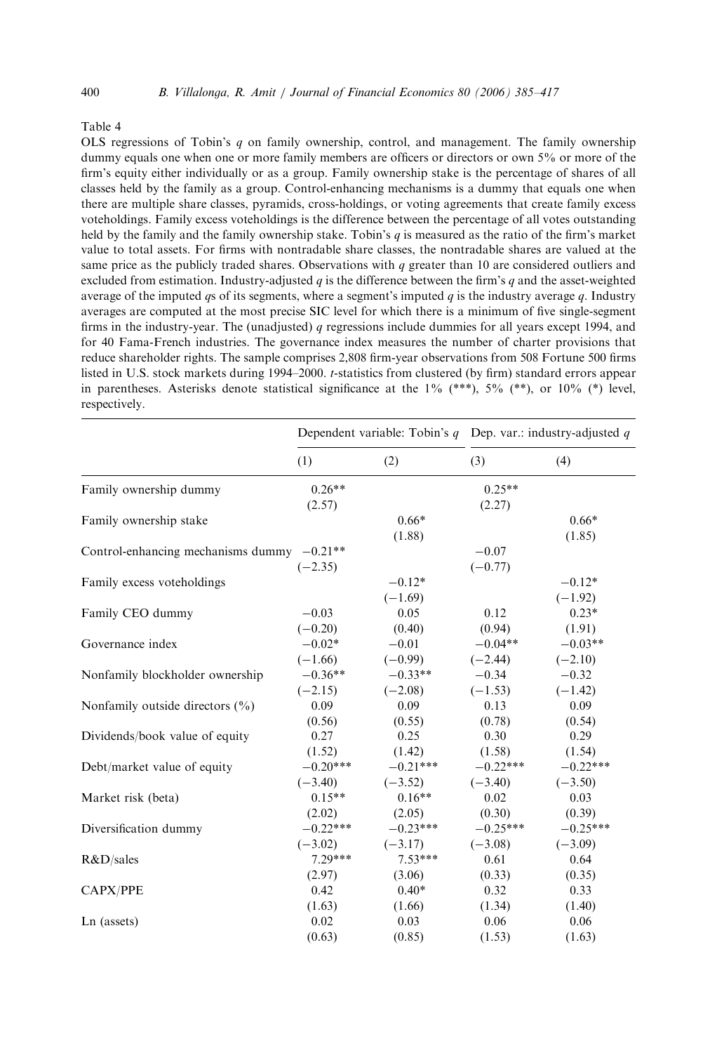Table 4

OLS regressions of Tobin's $q$ on family ownership, control, and management. The family ownership dummy equals one when one or more family members are officers or directors or own 5% or more of the firm's equity either individually or as a group. Family ownership stake is the percentage of shares of all classes held by the family as a group. Control-enhancing mechanisms is a dummy that equals one when there are multiple share classes, pyramids, cross-holdings, or voting agreements that create family excess voteholdings. Family excess voteholdings is the difference between the percentage of all votes outstanding held by the family and the family ownership stake. Tobin's $q$ is measured as the ratio of the firm's market value to total assets. For firms with nontradable share classes, the nontradable shares are valued at the same price as the publicly traded shares. Observations with $q$ greater than 10 are considered outliers and excluded from estimation. Industry-adjusted $q$ is the difference between the firm's $q$ and the asset-weighted average of the imputed $q$s of its segments, where a segment's imputed $q$ is the industry average $q$. Industry averages are computed at the most precise SIC level for which there is a minimum of five single-segment firms in the industry-year. The (unadjusted) $q$ regressions include dummies for all years except 1994, and for 40 Fama-French industries. The governance index measures the number of charter provisions that reduce shareholder rights. The sample comprises 2,808 firm-year observations from 508 Fortune 500 firms listed in U.S. stock markets during 1994–2000. $t$-statistics from clustered (by firm) standard errors appear in parentheses. Asterisks denote statistical significance at the 1% (***), 5% (**), or 10% (*) level, respectively.

| | Dependent variable: Tobin's $q$ | | Dep. var.: industry-adjusted $q$ | |
|---|---|---|---|---|
| | (1) | (2) | (3) | (4) |
| Family ownership dummy | 0.26** | | 0.25** | |
| | (2.57) | | (2.27) | |
| Family ownership stake | | 0.66* | | 0.66* |
| | | (1.88) | | (1.85) |
| Control-enhancing mechanisms dummy | −0.21** | | −0.07 | |
| | (−2.35) | | (−0.77) | |
| Family excess voteholdings | | −0.12* | | −0.12* |
| | | (−1.69) | | (−1.92) |
| Family CEO dummy | −0.03 | 0.05 | 0.12 | 0.23* |
| | (−0.20) | (0.40) | (0.94) | (1.91) |
| Governance index | −0.02* | −0.01 | −0.04** | −0.03** |
| | (−1.66) | (−0.99) | (−2.44) | (−2.10) |
| Nonfamily blockholder ownership | −0.36** | −0.33** | −0.34 | −0.32 |
| | (−2.15) | (−2.08) | (−1.53) | (−1.42) |
| Nonfamily outside directors (%) | 0.09 | 0.09 | 0.13 | 0.09 |
| | (0.56) | (0.55) | (0.78) | (0.54) |
| Dividends/book value of equity | 0.27 | 0.25 | 0.30 | 0.29 |
| | (1.52) | (1.42) | (1.58) | (1.54) |
| Debt/market value of equity | −0.20*** | −0.21*** | −0.22*** | −0.22*** |
| | (−3.40) | (−3.52) | (−3.40) | (−3.50) |
| Market risk (beta) | 0.15** | 0.16** | 0.02 | 0.03 |
| | (2.02) | (2.05) | (0.30) | (0.39) |
| Diversification dummy | −0.22*** | −0.23*** | −0.25*** | −0.25*** |
| | (−3.02) | (−3.17) | (−3.08) | (−3.09) |
| R&D/sales | 7.29*** | 7.53*** | 0.61 | 0.64 |
| | (2.97) | (3.06) | (0.33) | (0.35) |
| CAPX/PPE | 0.42 | 0.40* | 0.32 | 0.33 |
| | (1.63) | (1.66) | (1.34) | (1.40) |
| Ln (assets) | 0.02 | 0.03 | 0.06 | 0.06 |
| | (0.63) | (0.85) | (1.53) | (1.63) |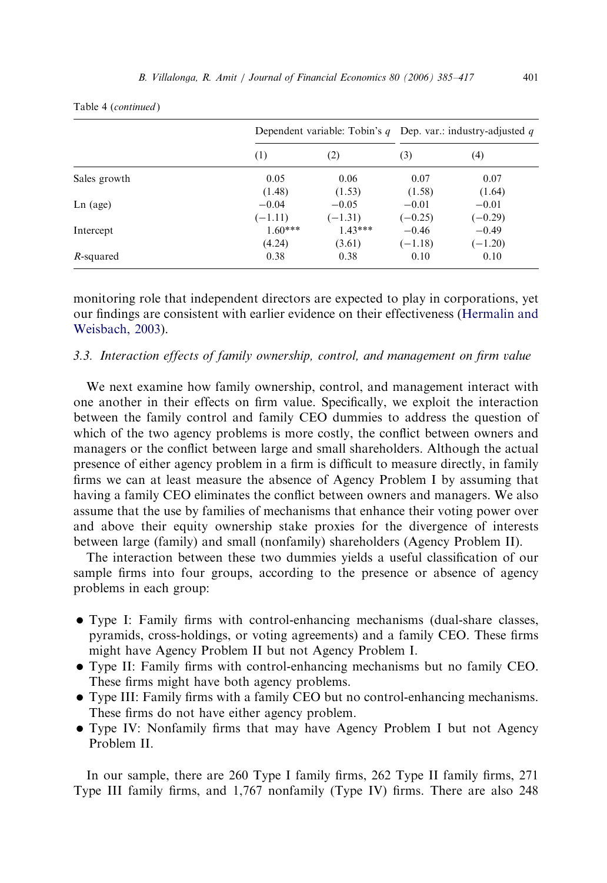Table 4 (*continued*)

| | Dependent variable: Tobin's $q$ | | Dep. var.: industry-adjusted $q$ | |
|---|---|---|---|---|
| | (1) | (2) | (3) | (4) |
| Sales growth | 0.05 | 0.06 | 0.07 | 0.07 |
| | (1.48) | (1.53) | (1.58) | (1.64) |
| Ln (age) | −0.04 | −0.05 | −0.01 | −0.01 |
| | (−1.11) | (−1.31) | (−0.25) | (−0.29) |
| Intercept | 1.60*** | 1.43*** | −0.46 | −0.49 |
| | (4.24) | (3.61) | (−1.18) | (−1.20) |
| $R$-squared | 0.38 | 0.38 | 0.10 | 0.10 |

monitoring role that independent directors are expected to play in corporations, yet our findings are consistent with earlier evidence on their effectiveness (Hermalin and Weisbach, 2003).

### 3.3. Interaction effects of family ownership, control, and management on firm value

We next examine how family ownership, control, and management interact with one another in their effects on firm value. Specifically, we exploit the interaction between the family control and family CEO dummies to address the question of which of the two agency problems is more costly, the conflict between owners and managers or the conflict between large and small shareholders. Although the actual presence of either agency problem in a firm is difficult to measure directly, in family firms we can at least measure the absence of Agency Problem I by assuming that having a family CEO eliminates the conflict between owners and managers. We also assume that the use by families of mechanisms that enhance their voting power over and above their equity ownership stake proxies for the divergence of interests between large (family) and small (nonfamily) shareholders (Agency Problem II).

The interaction between these two dummies yields a useful classification of our sample firms into four groups, according to the presence or absence of agency problems in each group:

- Type I: Family firms with control-enhancing mechanisms (dual-share classes, pyramids, cross-holdings, or voting agreements) and a family CEO. These firms might have Agency Problem II but not Agency Problem I.
- Type II: Family firms with control-enhancing mechanisms but no family CEO. These firms might have both agency problems.
- Type III: Family firms with a family CEO but no control-enhancing mechanisms. These firms do not have either agency problem.
- Type IV: Nonfamily firms that may have Agency Problem I but not Agency Problem II.

In our sample, there are 260 Type I family firms, 262 Type II family firms, 271 Type III family firms, and 1,767 nonfamily (Type IV) firms. There are also 248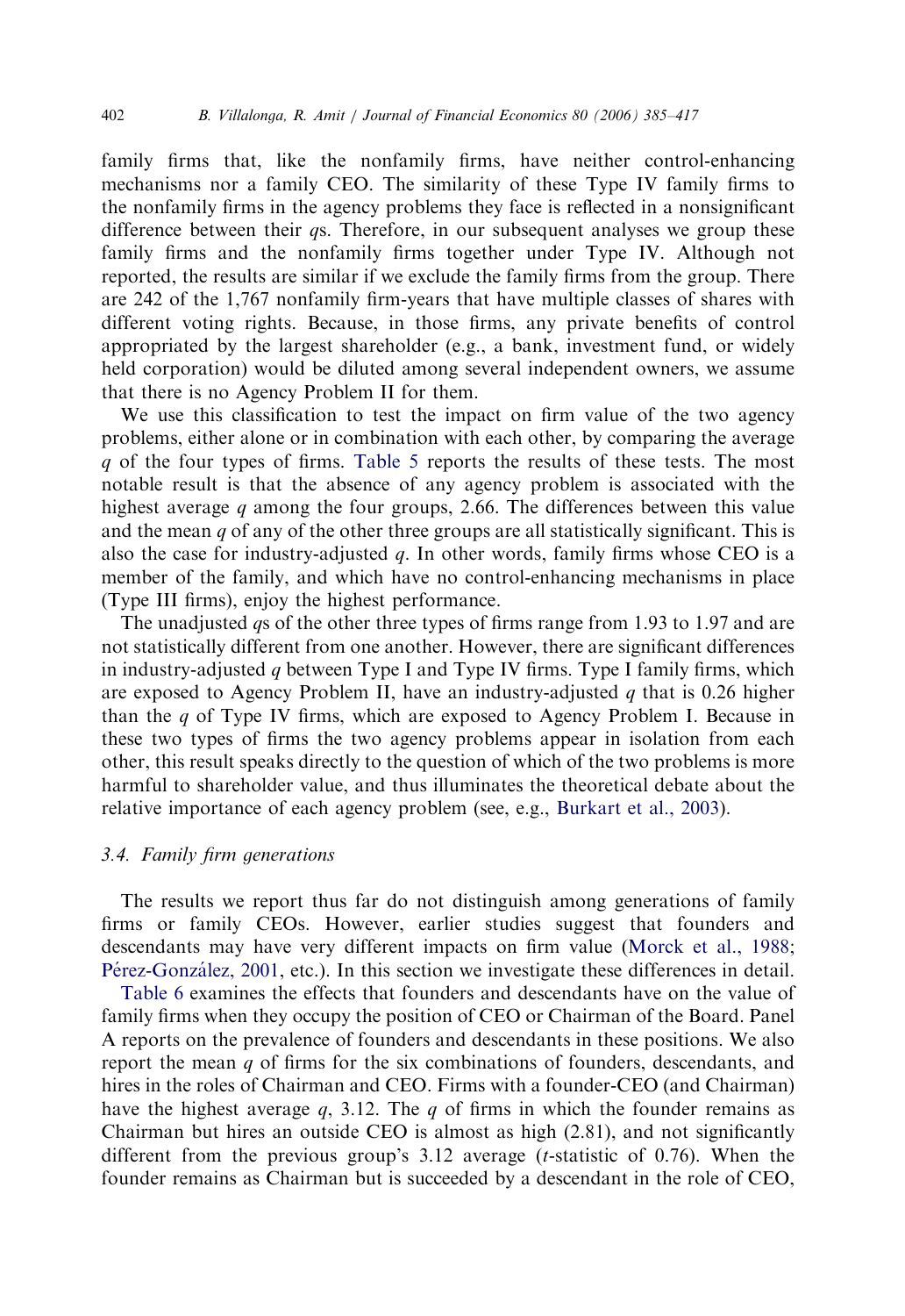family firms that, like the nonfamily firms, have neither control-enhancing mechanisms nor a family CEO. The similarity of these Type IV family firms to the nonfamily firms in the agency problems they face is reflected in a nonsignificant difference between their $q$s. Therefore, in our subsequent analyses we group these family firms and the nonfamily firms together under Type IV. Although not reported, the results are similar if we exclude the family firms from the group. There are 242 of the 1,767 nonfamily firm-years that have multiple classes of shares with different voting rights. Because, in those firms, any private benefits of control appropriated by the largest shareholder (e.g., a bank, investment fund, or widely held corporation) would be diluted among several independent owners, we assume that there is no Agency Problem II for them.

We use this classification to test the impact on firm value of the two agency problems, either alone or in combination with each other, by comparing the average $q$ of the four types of firms. Table 5 reports the results of these tests. The most notable result is that the absence of any agency problem is associated with the highest average $q$ among the four groups, 2.66. The differences between this value and the mean $q$ of any of the other three groups are all statistically significant. This is also the case for industry-adjusted $q$. In other words, family firms whose CEO is a member of the family, and which have no control-enhancing mechanisms in place (Type III firms), enjoy the highest performance.

The unadjusted $q$s of the other three types of firms range from 1.93 to 1.97 and are not statistically different from one another. However, there are significant differences in industry-adjusted $q$ between Type I and Type IV firms. Type I family firms, which are exposed to Agency Problem II, have an industry-adjusted $q$ that is 0.26 higher than the $q$ of Type IV firms, which are exposed to Agency Problem I. Because in these two types of firms the two agency problems appear in isolation from each other, this result speaks directly to the question of which of the two problems is more harmful to shareholder value, and thus illuminates the theoretical debate about the relative importance of each agency problem (see, e.g., Burkart et al., 2003).

### 3.4. Family firm generations

The results we report thus far do not distinguish among generations of family firms or family CEOs. However, earlier studies suggest that founders and descendants may have very different impacts on firm value (Morck et al., 1988; Pérez-González, 2001, etc.). In this section we investigate these differences in detail.

Table 6 examines the effects that founders and descendants have on the value of family firms when they occupy the position of CEO or Chairman of the Board. Panel A reports on the prevalence of founders and descendants in these positions. We also report the mean $q$ of firms for the six combinations of founders, descendants, and hires in the roles of Chairman and CEO. Firms with a founder-CEO (and Chairman) have the highest average $q$, 3.12. The $q$ of firms in which the founder remains as Chairman but hires an outside CEO is almost as high (2.81), and not significantly different from the previous group's 3.12 average ($t$-statistic of 0.76). When the founder remains as Chairman but is succeeded by a descendant in the role of CEO,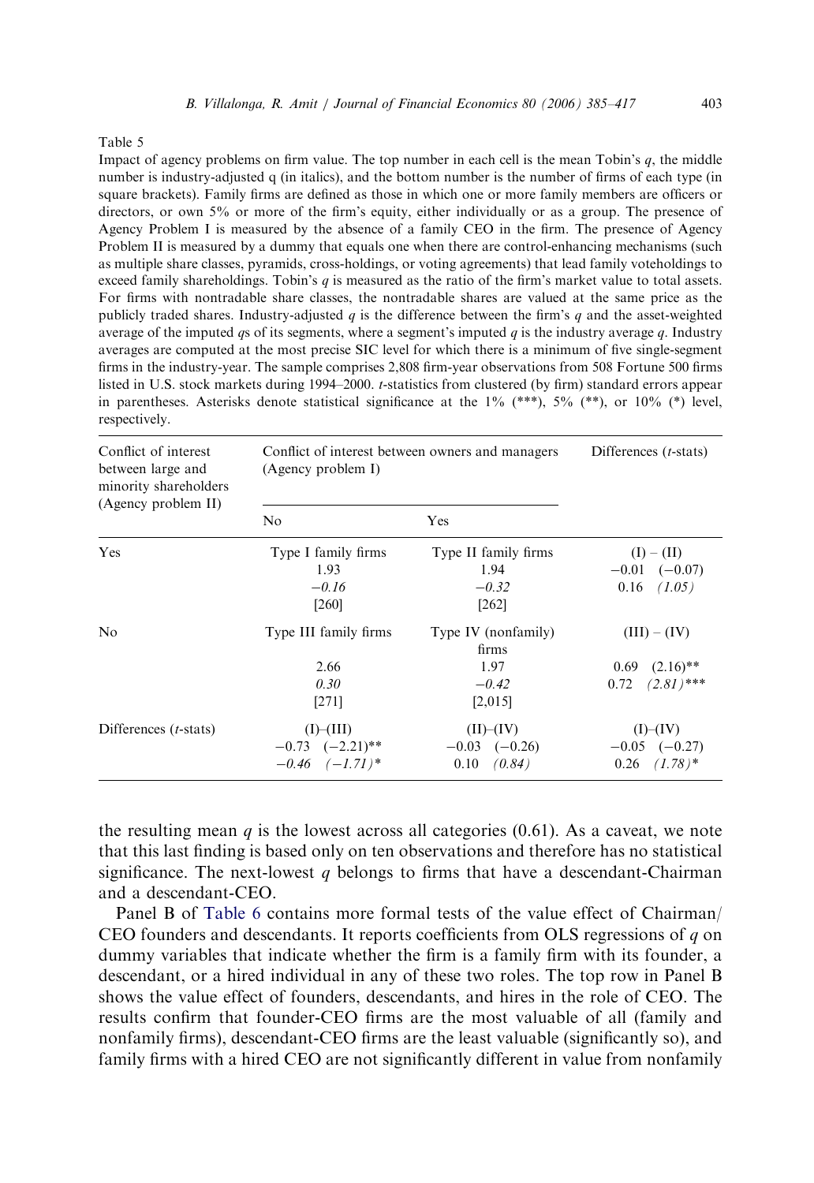Table 5

Impact of agency problems on firm value. The top number in each cell is the mean Tobin's $q$, the middle number is industry-adjusted q (in italics), and the bottom number is the number of firms of each type (in square brackets). Family firms are defined as those in which one or more family members are officers or directors, or own 5% or more of the firm's equity, either individually or as a group. The presence of Agency Problem I is measured by the absence of a family CEO in the firm. The presence of Agency Problem II is measured by a dummy that equals one when there are control-enhancing mechanisms (such as multiple share classes, pyramids, cross-holdings, or voting agreements) that lead family voteholdings to exceed family shareholdings. Tobin's $q$ is measured as the ratio of the firm's market value to total assets. For firms with nontradable share classes, the nontradable shares are valued at the same price as the publicly traded shares. Industry-adjusted $q$ is the difference between the firm's $q$ and the asset-weighted average of the imputed $q$s of its segments, where a segment's imputed $q$ is the industry average $q$. Industry averages are computed at the most precise SIC level for which there is a minimum of five single-segment firms in the industry-year. The sample comprises 2,808 firm-year observations from 508 Fortune 500 firms listed in U.S. stock markets during 1994–2000. $t$-statistics from clustered (by firm) standard errors appear in parentheses. Asterisks denote statistical significance at the 1% (***), 5% (**), or 10% (*) level, respectively.

| Conflict of interest between large and minority shareholders (Agency problem II) | Conflict of interest between owners and managers (Agency problem I) | | Differences ($t$-stats) |
|---|---|---|---|
| | No | Yes | |
| Yes | Type I family firms<br>1.93<br>*−0.16*<br>[260] | Type II family firms<br>1.94<br>*−0.32*<br>[262] | (I) – (II)<br>−0.01 (−0.07)<br>0.16 *(1.05)* |
| No | Type III family firms<br>2.66<br>*0.30*<br>[271] | Type IV (nonfamily) firms<br>1.97<br>*−0.42*<br>[2,015] | (III) – (IV)<br>0.69 (2.16)**<br>0.72 *(2.81)**** |
| Differences ($t$-stats) | (I)–(III)<br>−0.73 (−2.21)**<br>*−0.46 (−1.71)** | (II)–(IV)<br>−0.03 (−0.26)<br>0.10 *(0.84)* | (I)–(IV)<br>−0.05 (−0.27)<br>0.26 *(1.78)** |

the resulting mean $q$ is the lowest across all categories (0.61). As a caveat, we note that this last finding is based only on ten observations and therefore has no statistical significance. The next-lowest $q$ belongs to firms that have a descendant-Chairman and a descendant-CEO.

Panel B of Table 6 contains more formal tests of the value effect of Chairman/CEO founders and descendants. It reports coefficients from OLS regressions of $q$ on dummy variables that indicate whether the firm is a family firm with its founder, a descendant, or a hired individual in any of these two roles. The top row in Panel B shows the value effect of founders, descendants, and hires in the role of CEO. The results confirm that founder-CEO firms are the most valuable of all (family and nonfamily firms), descendant-CEO firms are the least valuable (significantly so), and family firms with a hired CEO are not significantly different in value from nonfamily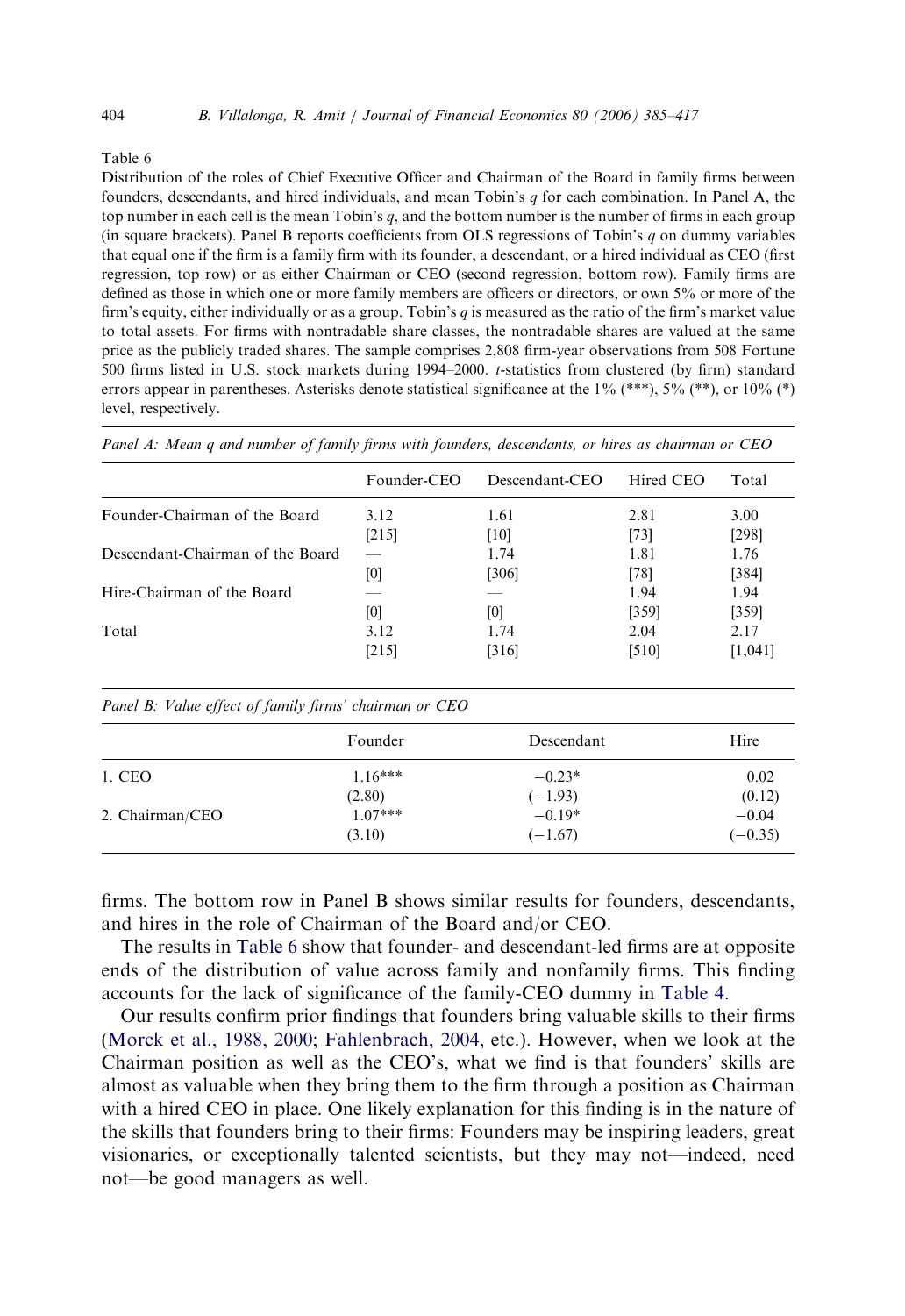Table 6

Distribution of the roles of Chief Executive Officer and Chairman of the Board in family firms between founders, descendants, and hired individuals, and mean Tobin's $q$ for each combination. In Panel A, the top number in each cell is the mean Tobin's $q$, and the bottom number is the number of firms in each group (in square brackets). Panel B reports coefficients from OLS regressions of Tobin's $q$ on dummy variables that equal one if the firm is a family firm with its founder, a descendant, or a hired individual as CEO (first regression, top row) or as either Chairman or CEO (second regression, bottom row). Family firms are defined as those in which one or more family members are officers or directors, or own 5% or more of the firm's equity, either individually or as a group. Tobin's $q$ is measured as the ratio of the firm's market value to total assets. For firms with nontradable share classes, the nontradable shares are valued at the same price as the publicly traded shares. The sample comprises 2,808 firm-year observations from 508 Fortune 500 firms listed in U.S. stock markets during 1994–2000. $t$-statistics from clustered (by firm) standard errors appear in parentheses. Asterisks denote statistical significance at the 1% (***), 5% (**), or 10% (*) level, respectively.

*Panel A: Mean q and number of family firms with founders, descendants, or hires as chairman or CEO*

| | Founder-CEO | Descendant-CEO | Hired CEO | Total |
|---|---|---|---|---|
| Founder-Chairman of the Board | 3.12 | 1.61 | 2.81 | 3.00 |
| | [215] | [10] | [73] | [298] |
| Descendant-Chairman of the Board | — | 1.74 | 1.81 | 1.76 |
| | [0] | [306] | [78] | [384] |
| Hire-Chairman of the Board | — | — | 1.94 | 1.94 |
| | [0] | [0] | [359] | [359] |
| Total | 3.12 | 1.74 | 2.04 | 2.17 |
| | [215] | [316] | [510] | [1,041] |

*Panel B: Value effect of family firms' chairman or CEO*

| | Founder | Descendant | Hire |
|---|---|---|---|
| 1. CEO | 1.16*** | −0.23* | 0.02 |
| | (2.80) | (−1.93) | (0.12) |
| 2. Chairman/CEO | 1.07*** | −0.19* | −0.04 |
| | (3.10) | (−1.67) | (−0.35) |

firms. The bottom row in Panel B shows similar results for founders, descendants, and hires in the role of Chairman of the Board and/or CEO.

The results in Table 6 show that founder- and descendant-led firms are at opposite ends of the distribution of value across family and nonfamily firms. This finding accounts for the lack of significance of the family-CEO dummy in Table 4.

Our results confirm prior findings that founders bring valuable skills to their firms (Morck et al., 1988, 2000; Fahlenbrach, 2004, etc.). However, when we look at the Chairman position as well as the CEO's, what we find is that founders' skills are almost as valuable when they bring them to the firm through a position as Chairman with a hired CEO in place. One likely explanation for this finding is in the nature of the skills that founders bring to their firms: Founders may be inspiring leaders, great visionaries, or exceptionally talented scientists, but they may not—indeed, need not—be good managers as well.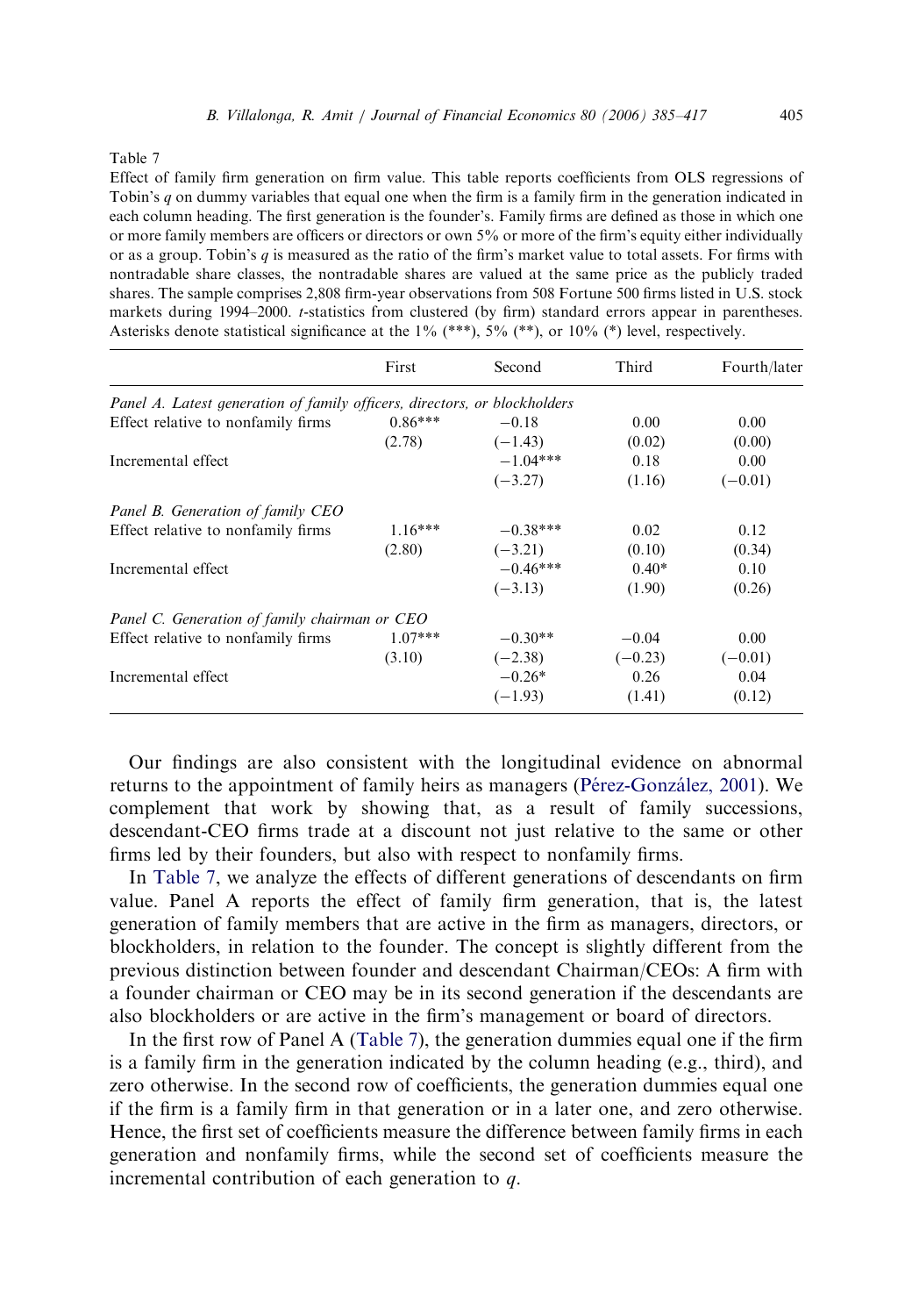Table 7

Effect of family firm generation on firm value. This table reports coefficients from OLS regressions of Tobin's $q$ on dummy variables that equal one when the firm is a family firm in the generation indicated in each column heading. The first generation is the founder's. Family firms are defined as those in which one or more family members are officers or directors or own 5% or more of the firm's equity either individually or as a group. Tobin's $q$ is measured as the ratio of the firm's market value to total assets. For firms with nontradable share classes, the nontradable shares are valued at the same price as the publicly traded shares. The sample comprises 2,808 firm-year observations from 508 Fortune 500 firms listed in U.S. stock markets during 1994–2000. $t$-statistics from clustered (by firm) standard errors appear in parentheses. Asterisks denote statistical significance at the 1% (***), 5% (**), or 10% (*) level, respectively.

| | First | Second | Third | Fourth/later |
|---|---|---|---|---|
| *Panel A. Latest generation of family officers, directors, or blockholders* | | | | |
| Effect relative to nonfamily firms | 0.86*** | −0.18 | 0.00 | 0.00 |
| | (2.78) | (−1.43) | (0.02) | (0.00) |
| Incremental effect | | −1.04*** | 0.18 | 0.00 |
| | | (−3.27) | (1.16) | (−0.01) |
| *Panel B. Generation of family CEO* | | | | |
| Effect relative to nonfamily firms | 1.16*** | −0.38*** | 0.02 | 0.12 |
| | (2.80) | (−3.21) | (0.10) | (0.34) |
| Incremental effect | | −0.46*** | 0.40* | 0.10 |
| | | (−3.13) | (1.90) | (0.26) |
| *Panel C. Generation of family chairman or CEO* | | | | |
| Effect relative to nonfamily firms | 1.07*** | −0.30** | −0.04 | 0.00 |
| | (3.10) | (−2.38) | (−0.23) | (−0.01) |
| Incremental effect | | −0.26* | 0.26 | 0.04 |
| | | (−1.93) | (1.41) | (0.12) |

Our findings are also consistent with the longitudinal evidence on abnormal returns to the appointment of family heirs as managers (Pérez-González, 2001). We complement that work by showing that, as a result of family successions, descendant-CEO firms trade at a discount not just relative to the same or other firms led by their founders, but also with respect to nonfamily firms.

In Table 7, we analyze the effects of different generations of descendants on firm value. Panel A reports the effect of family firm generation, that is, the latest generation of family members that are active in the firm as managers, directors, or blockholders, in relation to the founder. The concept is slightly different from the previous distinction between founder and descendant Chairman/CEOs: A firm with a founder chairman or CEO may be in its second generation if the descendants are also blockholders or are active in the firm's management or board of directors.

In the first row of Panel A (Table 7), the generation dummies equal one if the firm is a family firm in the generation indicated by the column heading (e.g., third), and zero otherwise. In the second row of coefficients, the generation dummies equal one if the firm is a family firm in that generation or in a later one, and zero otherwise. Hence, the first set of coefficients measure the difference between family firms in each generation and nonfamily firms, while the second set of coefficients measure the incremental contribution of each generation to $q$.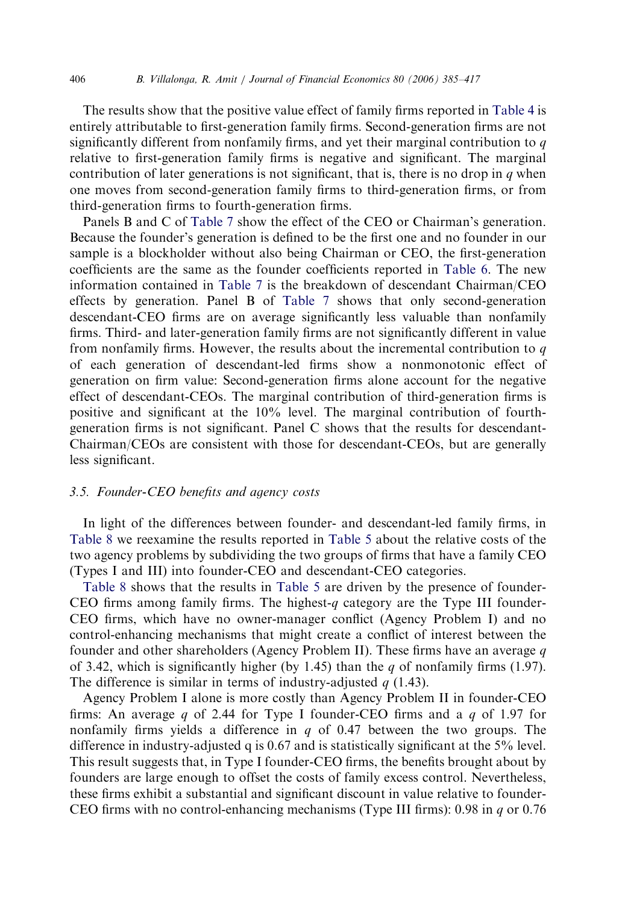The results show that the positive value effect of family firms reported in Table 4 is entirely attributable to first-generation family firms. Second-generation firms are not significantly different from nonfamily firms, and yet their marginal contribution to $q$ relative to first-generation family firms is negative and significant. The marginal contribution of later generations is not significant, that is, there is no drop in $q$ when one moves from second-generation family firms to third-generation firms, or from third-generation firms to fourth-generation firms.

Panels B and C of Table 7 show the effect of the CEO or Chairman's generation. Because the founder's generation is defined to be the first one and no founder in our sample is a blockholder without also being Chairman or CEO, the first-generation coefficients are the same as the founder coefficients reported in Table 6. The new information contained in Table 7 is the breakdown of descendant Chairman/CEO effects by generation. Panel B of Table 7 shows that only second-generation descendant-CEO firms are on average significantly less valuable than nonfamily firms. Third- and later-generation family firms are not significantly different in value from nonfamily firms. However, the results about the incremental contribution to $q$ of each generation of descendant-led firms show a nonmonotonic effect of generation on firm value: Second-generation firms alone account for the negative effect of descendant-CEOs. The marginal contribution of third-generation firms is positive and significant at the 10% level. The marginal contribution of fourth-generation firms is not significant. Panel C shows that the results for descendant-Chairman/CEOs are consistent with those for descendant-CEOs, but are generally less significant.

### 3.5. *Founder-CEO benefits and agency costs*

In light of the differences between founder- and descendant-led family firms, in Table 8 we reexamine the results reported in Table 5 about the relative costs of the two agency problems by subdividing the two groups of firms that have a family CEO (Types I and III) into founder-CEO and descendant-CEO categories.

Table 8 shows that the results in Table 5 are driven by the presence of founder-CEO firms among family firms. The highest-$q$ category are the Type III founder-CEO firms, which have no owner-manager conflict (Agency Problem I) and no control-enhancing mechanisms that might create a conflict of interest between the founder and other shareholders (Agency Problem II). These firms have an average $q$ of 3.42, which is significantly higher (by 1.45) than the $q$ of nonfamily firms (1.97). The difference is similar in terms of industry-adjusted $q$ (1.43).

Agency Problem I alone is more costly than Agency Problem II in founder-CEO firms: An average $q$ of 2.44 for Type I founder-CEO firms and a $q$ of 1.97 for nonfamily firms yields a difference in $q$ of 0.47 between the two groups. The difference in industry-adjusted q is 0.67 and is statistically significant at the 5% level. This result suggests that, in Type I founder-CEO firms, the benefits brought about by founders are large enough to offset the costs of family excess control. Nevertheless, these firms exhibit a substantial and significant discount in value relative to founder-CEO firms with no control-enhancing mechanisms (Type III firms): 0.98 in $q$ or 0.76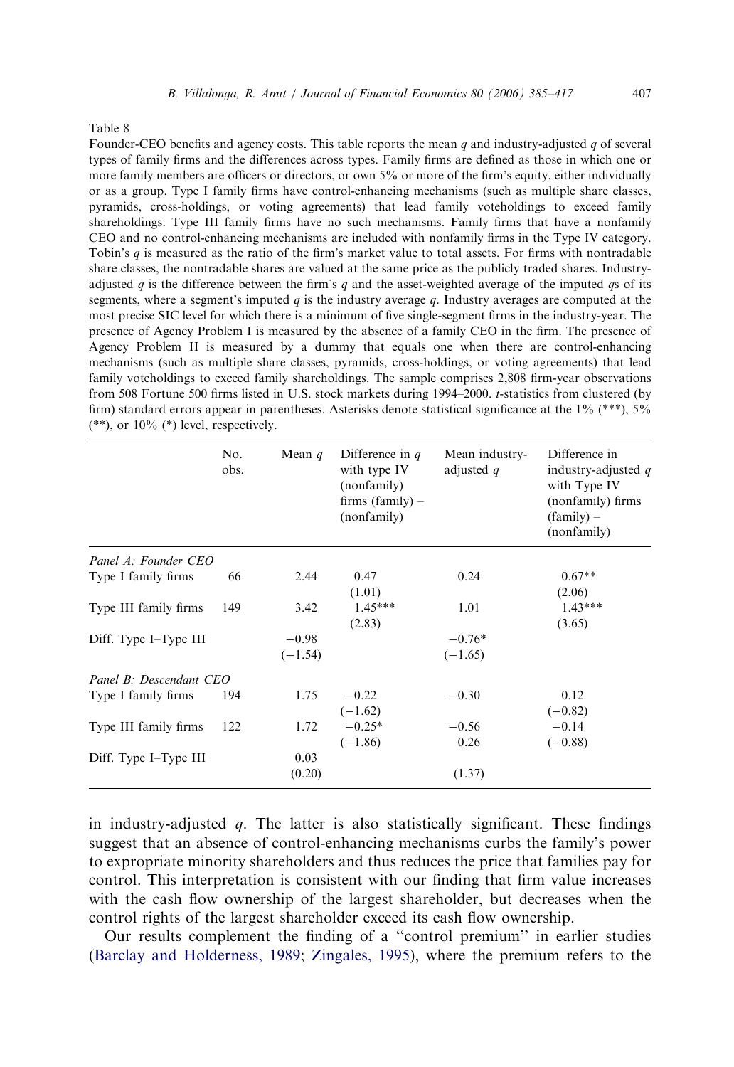Table 8

Founder-CEO benefits and agency costs. This table reports the mean $q$ and industry-adjusted $q$ of several types of family firms and the differences across types. Family firms are defined as those in which one or more family members are officers or directors, or own 5% or more of the firm's equity, either individually or as a group. Type I family firms have control-enhancing mechanisms (such as multiple share classes, pyramids, cross-holdings, or voting agreements) that lead family voteholdings to exceed family shareholdings. Type III family firms have no such mechanisms. Family firms that have a nonfamily CEO and no control-enhancing mechanisms are included with nonfamily firms in the Type IV category. Tobin's $q$ is measured as the ratio of the firm's market value to total assets. For firms with nontradable share classes, the nontradable shares are valued at the same price as the publicly traded shares. Industry-adjusted $q$ is the difference between the firm's $q$ and the asset-weighted average of the imputed $q$s of its segments, where a segment's imputed $q$ is the industry average $q$. Industry averages are computed at the most precise SIC level for which there is a minimum of five single-segment firms in the industry-year. The presence of Agency Problem I is measured by the absence of a family CEO in the firm. The presence of Agency Problem II is measured by a dummy that equals one when there are control-enhancing mechanisms (such as multiple share classes, pyramids, cross-holdings, or voting agreements) that lead family voteholdings to exceed family shareholdings. The sample comprises 2,808 firm-year observations from 508 Fortune 500 firms listed in U.S. stock markets during 1994–2000. $t$-statistics from clustered (by firm) standard errors appear in parentheses. Asterisks denote statistical significance at the 1% (***), 5% (**), or 10% (*) level, respectively.

| | No. obs. | Mean $q$ | Difference in $q$ with type IV (nonfamily) firms (family) – (nonfamily) | Mean industry-adjusted $q$ | Difference in industry-adjusted $q$ with Type IV (nonfamily) firms (family) – (nonfamily) |
|---|---|---|---|---|---|
| *Panel A: Founder CEO* | | | | | |
| Type I family firms | 66 | 2.44 | 0.47 | 0.24 | 0.67** |
| | | | (1.01) | | (2.06) |
| Type III family firms | 149 | 3.42 | 1.45*** | 1.01 | 1.43*** |
| | | | (2.83) | | (3.65) |
| Diff. Type I–Type III | | −0.98 | | −0.76* | |
| | | (−1.54) | | (−1.65) | |
| *Panel B: Descendant CEO* | | | | | |
| Type I family firms | 194 | 1.75 | −0.22 | −0.30 | 0.12 |
| | | | (−1.62) | | (−0.82) |
| Type III family firms | 122 | 1.72 | −0.25* | −0.56 | −0.14 |
| | | | (−1.86) | 0.26 | (−0.88) |
| Diff. Type I–Type III | | 0.03 | | | |
| | | (0.20) | | (1.37) | |

in industry-adjusted $q$. The latter is also statistically significant. These findings suggest that an absence of control-enhancing mechanisms curbs the family's power to expropriate minority shareholders and thus reduces the price that families pay for control. This interpretation is consistent with our finding that firm value increases with the cash flow ownership of the largest shareholder, but decreases when the control rights of the largest shareholder exceed its cash flow ownership.

Our results complement the finding of a "control premium" in earlier studies (Barclay and Holderness, 1989; Zingales, 1995), where the premium refers to the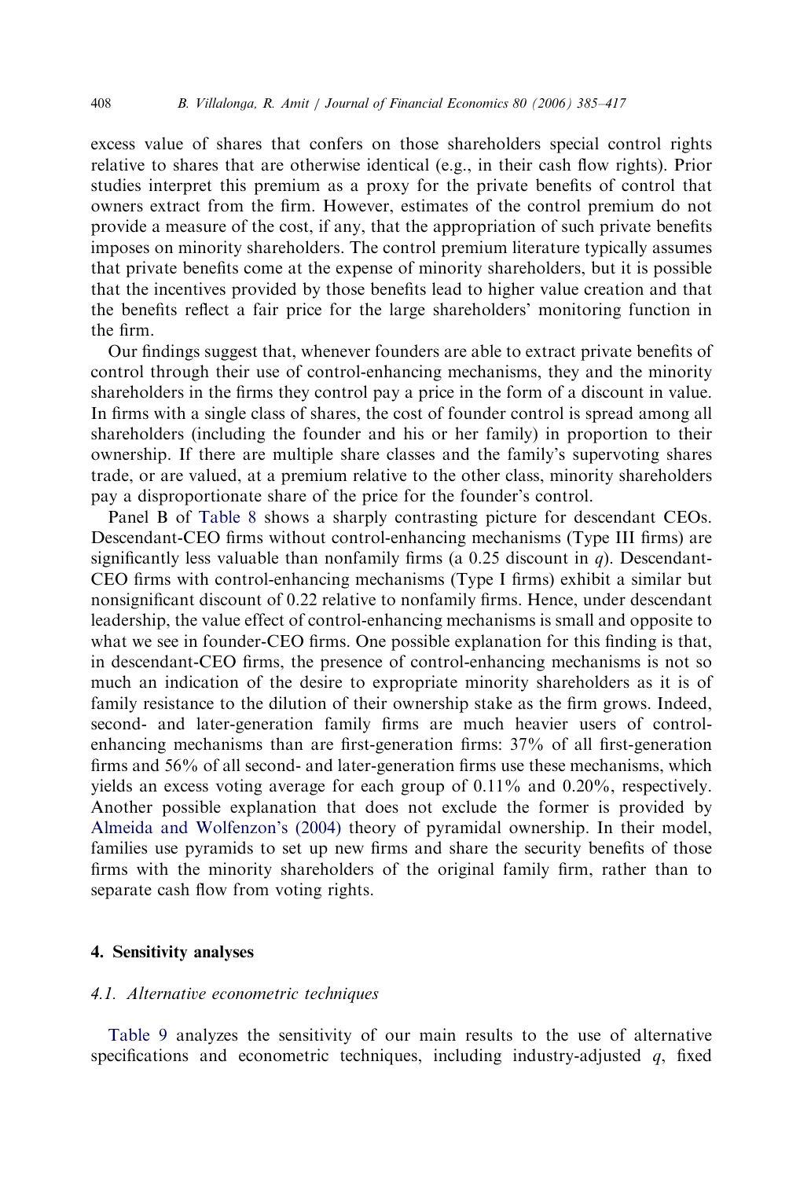excess value of shares that confers on those shareholders special control rights relative to shares that are otherwise identical (e.g., in their cash flow rights). Prior studies interpret this premium as a proxy for the private benefits of control that owners extract from the firm. However, estimates of the control premium do not provide a measure of the cost, if any, that the appropriation of such private benefits imposes on minority shareholders. The control premium literature typically assumes that private benefits come at the expense of minority shareholders, but it is possible that the incentives provided by those benefits lead to higher value creation and that the benefits reflect a fair price for the large shareholders' monitoring function in the firm.

Our findings suggest that, whenever founders are able to extract private benefits of control through their use of control-enhancing mechanisms, they and the minority shareholders in the firms they control pay a price in the form of a discount in value. In firms with a single class of shares, the cost of founder control is spread among all shareholders (including the founder and his or her family) in proportion to their ownership. If there are multiple share classes and the family's supervoting shares trade, or are valued, at a premium relative to the other class, minority shareholders pay a disproportionate share of the price for the founder's control.

Panel B of Table 8 shows a sharply contrasting picture for descendant CEOs. Descendant-CEO firms without control-enhancing mechanisms (Type III firms) are significantly less valuable than nonfamily firms (a 0.25 discount in $q$). Descendant-CEO firms with control-enhancing mechanisms (Type I firms) exhibit a similar but nonsignificant discount of 0.22 relative to nonfamily firms. Hence, under descendant leadership, the value effect of control-enhancing mechanisms is small and opposite to what we see in founder-CEO firms. One possible explanation for this finding is that, in descendant-CEO firms, the presence of control-enhancing mechanisms is not so much an indication of the desire to expropriate minority shareholders as it is of family resistance to the dilution of their ownership stake as the firm grows. Indeed, second- and later-generation family firms are much heavier users of control-enhancing mechanisms than are first-generation firms: 37% of all first-generation firms and 56% of all second- and later-generation firms use these mechanisms, which yields an excess voting average for each group of 0.11% and 0.20%, respectively. Another possible explanation that does not exclude the former is provided by Almeida and Wolfenzon's (2004) theory of pyramidal ownership. In their model, families use pyramids to set up new firms and share the security benefits of those firms with the minority shareholders of the original family firm, rather than to separate cash flow from voting rights.

## 4. Sensitivity analyses

### 4.1. Alternative econometric techniques

Table 9 analyzes the sensitivity of our main results to the use of alternative specifications and econometric techniques, including industry-adjusted $q$, fixed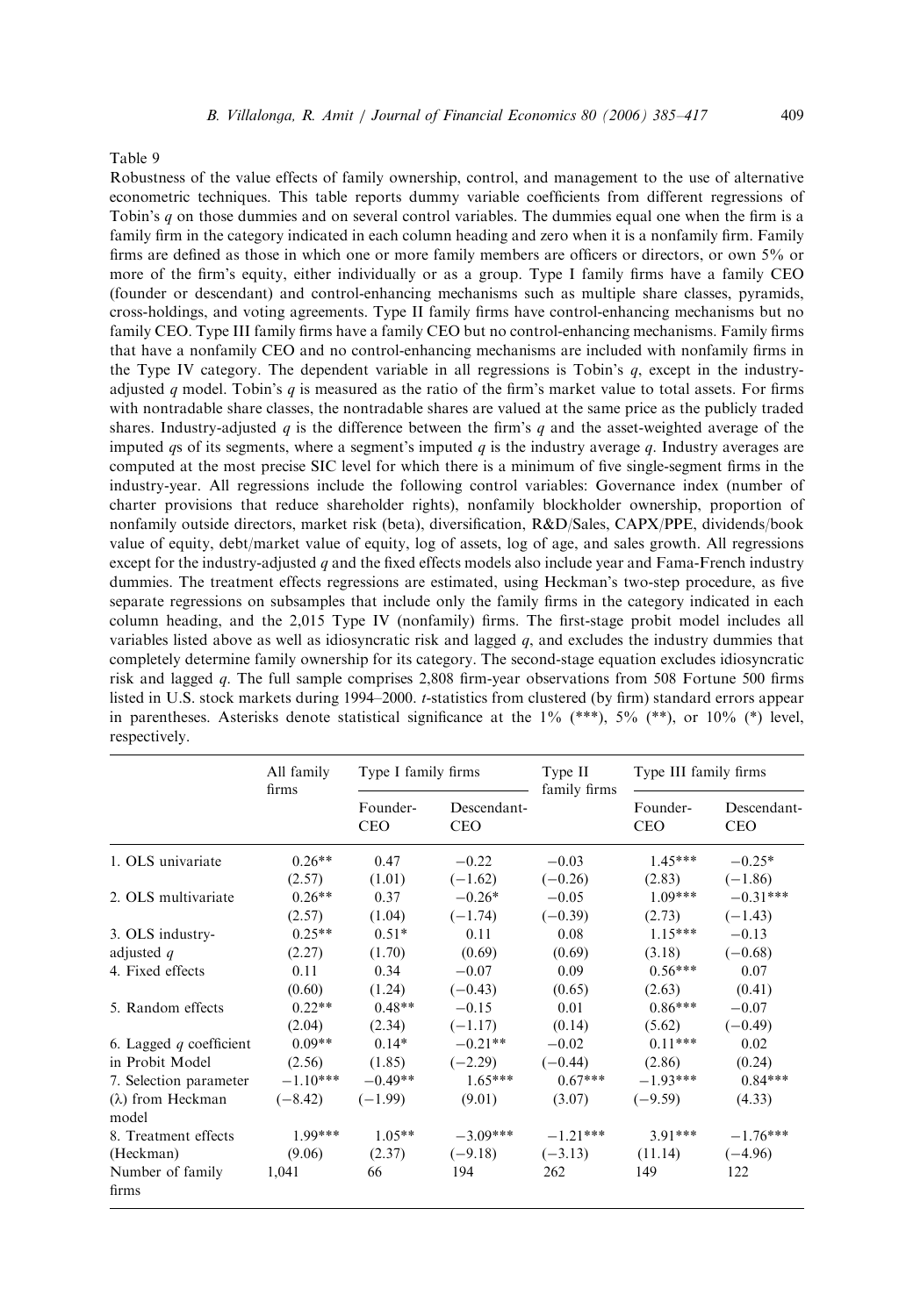Table 9

Robustness of the value effects of family ownership, control, and management to the use of alternative econometric techniques. This table reports dummy variable coefficients from different regressions of Tobin's $q$ on those dummies and on several control variables. The dummies equal one when the firm is a family firm in the category indicated in each column heading and zero when it is a nonfamily firm. Family firms are defined as those in which one or more family members are officers or directors, or own 5% or more of the firm's equity, either individually or as a group. Type I family firms have a family CEO (founder or descendant) and control-enhancing mechanisms such as multiple share classes, pyramids, cross-holdings, and voting agreements. Type II family firms have control-enhancing mechanisms but no family CEO. Type III family firms have a family CEO but no control-enhancing mechanisms. Family firms that have a nonfamily CEO and no control-enhancing mechanisms are included with nonfamily firms in the Type IV category. The dependent variable in all regressions is Tobin's $q$, except in the industry-adjusted $q$ model. Tobin's $q$ is measured as the ratio of the firm's market value to total assets. For firms with nontradable share classes, the nontradable shares are valued at the same price as the publicly traded shares. Industry-adjusted $q$ is the difference between the firm's $q$ and the asset-weighted average of the imputed $q$s of its segments, where a segment's imputed $q$ is the industry average $q$. Industry averages are computed at the most precise SIC level for which there is a minimum of five single-segment firms in the industry-year. All regressions include the following control variables: Governance index (number of charter provisions that reduce shareholder rights), nonfamily blockholder ownership, proportion of nonfamily outside directors, market risk (beta), diversification, R&D/Sales, CAPX/PPE, dividends/book value of equity, debt/market value of equity, log of assets, log of age, and sales growth. All regressions except for the industry-adjusted $q$ and the fixed effects models also include year and Fama-French industry dummies. The treatment effects regressions are estimated, using Heckman's two-step procedure, as five separate regressions on subsamples that include only the family firms in the category indicated in each column heading, and the 2,015 Type IV (nonfamily) firms. The first-stage probit model includes all variables listed above as well as idiosyncratic risk and lagged $q$, and excludes the industry dummies that completely determine family ownership for its category. The second-stage equation excludes idiosyncratic risk and lagged $q$. The full sample comprises 2,808 firm-year observations from 508 Fortune 500 firms listed in U.S. stock markets during 1994–2000. $t$-statistics from clustered (by firm) standard errors appear in parentheses. Asterisks denote statistical significance at the 1% (***), 5% (**), or 10% (*) level, respectively.

| | All family firms | Type I family firms | | Type II family firms | Type III family firms | |
|---|---|---|---|---|---|---|
| | | Founder-CEO | Descendant-CEO | | Founder-CEO | Descendant-CEO |
| 1. OLS univariate | 0.26** | 0.47 | −0.22 | −0.03 | 1.45*** | −0.25* |
| | (2.57) | (1.01) | (−1.62) | (−0.26) | (2.83) | (−1.86) |
| 2. OLS multivariate | 0.26** | 0.37 | −0.26* | −0.05 | 1.09*** | −0.31*** |
| | (2.57) | (1.04) | (−1.74) | (−0.39) | (2.73) | (−1.43) |
| 3. OLS industry-adjusted $q$ | 0.25** | 0.51* | 0.11 | 0.08 | 1.15*** | −0.13 |
| | (2.27) | (1.70) | (0.69) | (0.69) | (3.18) | (−0.68) |
| 4. Fixed effects | 0.11 | 0.34 | −0.07 | 0.09 | 0.56*** | 0.07 |
| | (0.60) | (1.24) | (−0.43) | (0.65) | (2.63) | (0.41) |
| 5. Random effects | 0.22** | 0.48** | −0.15 | 0.01 | 0.86*** | −0.07 |
| | (2.04) | (2.34) | (−1.17) | (0.14) | (5.62) | (−0.49) |
| 6. Lagged $q$ coefficient in Probit Model | 0.09** | 0.14* | −0.21** | −0.02 | 0.11*** | 0.02 |
| | (2.56) | (1.85) | (−2.29) | (−0.44) | (2.86) | (0.24) |
| 7. Selection parameter (λ) from Heckman model | −1.10*** | −0.49** | 1.65*** | 0.67*** | −1.93*** | 0.84*** |
| | (−8.42) | (−1.99) | (9.01) | (3.07) | (−9.59) | (4.33) |
| 8. Treatment effects (Heckman) | 1.99*** | 1.05** | −3.09*** | −1.21*** | 3.91*** | −1.76*** |
| | (9.06) | (2.37) | (−9.18) | (−3.13) | (11.14) | (−4.96) |
| Number of family firms | 1,041 | 66 | 194 | 262 | 149 | 122 |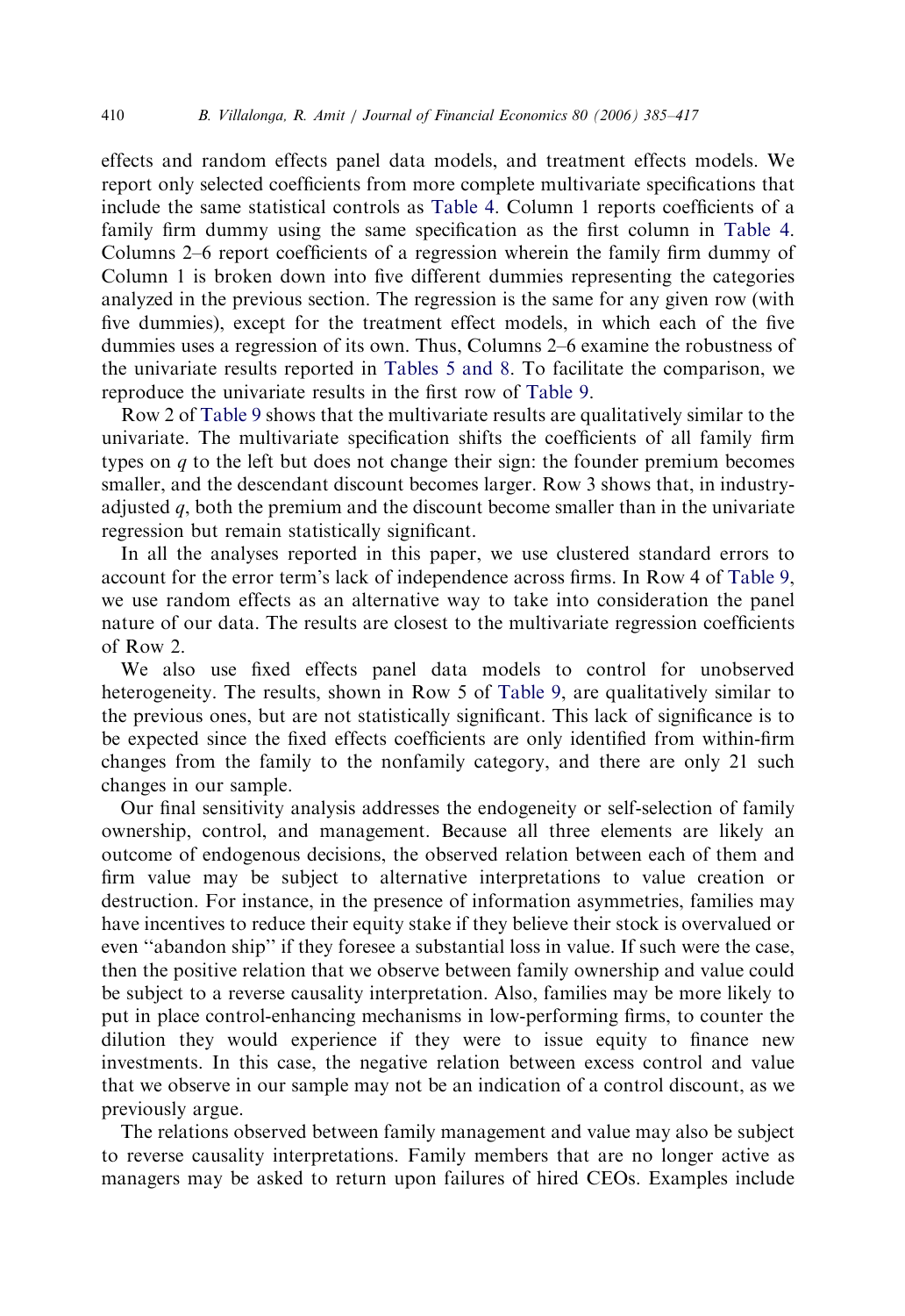effects and random effects panel data models, and treatment effects models. We report only selected coefficients from more complete multivariate specifications that include the same statistical controls as Table 4. Column 1 reports coefficients of a family firm dummy using the same specification as the first column in Table 4. Columns 2–6 report coefficients of a regression wherein the family firm dummy of Column 1 is broken down into five different dummies representing the categories analyzed in the previous section. The regression is the same for any given row (with five dummies), except for the treatment effect models, in which each of the five dummies uses a regression of its own. Thus, Columns 2–6 examine the robustness of the univariate results reported in Tables 5 and 8. To facilitate the comparison, we reproduce the univariate results in the first row of Table 9.

Row 2 of Table 9 shows that the multivariate results are qualitatively similar to the univariate. The multivariate specification shifts the coefficients of all family firm types on $q$ to the left but does not change their sign: the founder premium becomes smaller, and the descendant discount becomes larger. Row 3 shows that, in industry-adjusted $q$, both the premium and the discount become smaller than in the univariate regression but remain statistically significant.

In all the analyses reported in this paper, we use clustered standard errors to account for the error term's lack of independence across firms. In Row 4 of Table 9, we use random effects as an alternative way to take into consideration the panel nature of our data. The results are closest to the multivariate regression coefficients of Row 2.

We also use fixed effects panel data models to control for unobserved heterogeneity. The results, shown in Row 5 of Table 9, are qualitatively similar to the previous ones, but are not statistically significant. This lack of significance is to be expected since the fixed effects coefficients are only identified from within-firm changes from the family to the nonfamily category, and there are only 21 such changes in our sample.

Our final sensitivity analysis addresses the endogeneity or self-selection of family ownership, control, and management. Because all three elements are likely an outcome of endogenous decisions, the observed relation between each of them and firm value may be subject to alternative interpretations to value creation or destruction. For instance, in the presence of information asymmetries, families may have incentives to reduce their equity stake if they believe their stock is overvalued or even "abandon ship" if they foresee a substantial loss in value. If such were the case, then the positive relation that we observe between family ownership and value could be subject to a reverse causality interpretation. Also, families may be more likely to put in place control-enhancing mechanisms in low-performing firms, to counter the dilution they would experience if they were to issue equity to finance new investments. In this case, the negative relation between excess control and value that we observe in our sample may not be an indication of a control discount, as we previously argue.

The relations observed between family management and value may also be subject to reverse causality interpretations. Family members that are no longer active as managers may be asked to return upon failures of hired CEOs. Examples include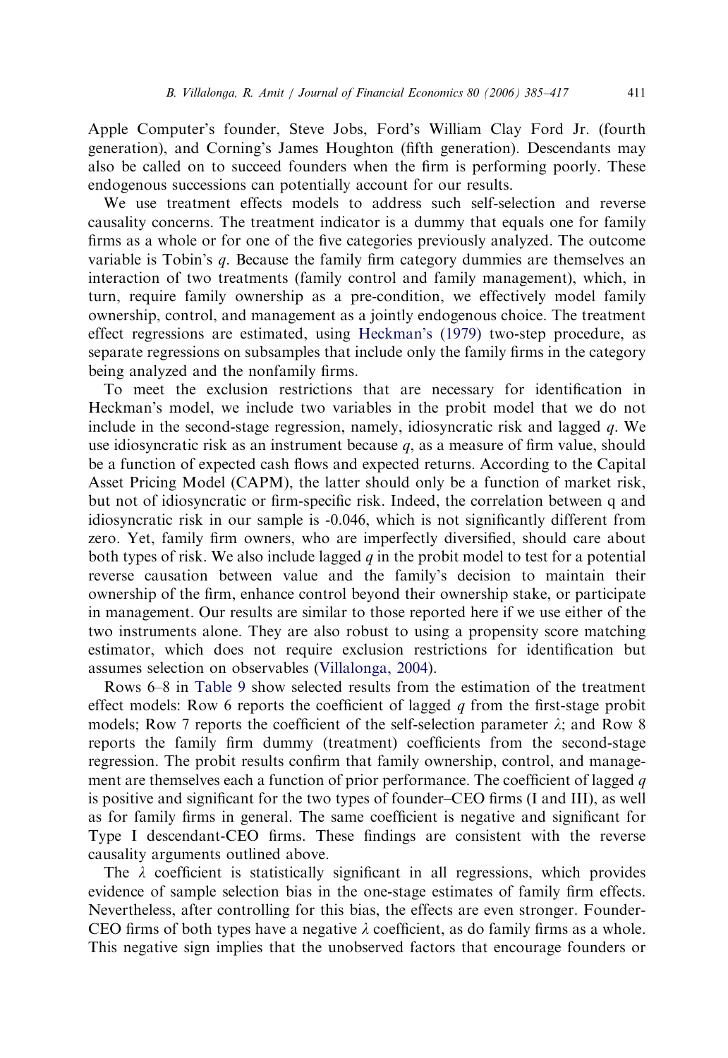Apple Computer's founder, Steve Jobs, Ford's William Clay Ford Jr. (fourth generation), and Corning's James Houghton (fifth generation). Descendants may also be called on to succeed founders when the firm is performing poorly. These endogenous successions can potentially account for our results.

We use treatment effects models to address such self-selection and reverse causality concerns. The treatment indicator is a dummy that equals one for family firms as a whole or for one of the five categories previously analyzed. The outcome variable is Tobin's $q$. Because the family firm category dummies are themselves an interaction of two treatments (family control and family management), which, in turn, require family ownership as a pre-condition, we effectively model family ownership, control, and management as a jointly endogenous choice. The treatment effect regressions are estimated, using Heckman's (1979) two-step procedure, as separate regressions on subsamples that include only the family firms in the category being analyzed and the nonfamily firms.

To meet the exclusion restrictions that are necessary for identification in Heckman's model, we include two variables in the probit model that we do not include in the second-stage regression, namely, idiosyncratic risk and lagged $q$. We use idiosyncratic risk as an instrument because $q$, as a measure of firm value, should be a function of expected cash flows and expected returns. According to the Capital Asset Pricing Model (CAPM), the latter should only be a function of market risk, but not of idiosyncratic or firm-specific risk. Indeed, the correlation between q and idiosyncratic risk in our sample is -0.046, which is not significantly different from zero. Yet, family firm owners, who are imperfectly diversified, should care about both types of risk. We also include lagged $q$ in the probit model to test for a potential reverse causation between value and the family's decision to maintain their ownership of the firm, enhance control beyond their ownership stake, or participate in management. Our results are similar to those reported here if we use either of the two instruments alone. They are also robust to using a propensity score matching estimator, which does not require exclusion restrictions for identification but assumes selection on observables (Villalonga, 2004).

Rows 6–8 in Table 9 show selected results from the estimation of the treatment effect models: Row 6 reports the coefficient of lagged $q$ from the first-stage probit models; Row 7 reports the coefficient of the self-selection parameter $\lambda$; and Row 8 reports the family firm dummy (treatment) coefficients from the second-stage regression. The probit results confirm that family ownership, control, and management are themselves each a function of prior performance. The coefficient of lagged $q$ is positive and significant for the two types of founder–CEO firms (I and III), as well as for family firms in general. The same coefficient is negative and significant for Type I descendant-CEO firms. These findings are consistent with the reverse causality arguments outlined above.

The $\lambda$ coefficient is statistically significant in all regressions, which provides evidence of sample selection bias in the one-stage estimates of family firm effects. Nevertheless, after controlling for this bias, the effects are even stronger. Founder-CEO firms of both types have a negative $\lambda$ coefficient, as do family firms as a whole. This negative sign implies that the unobserved factors that encourage founders or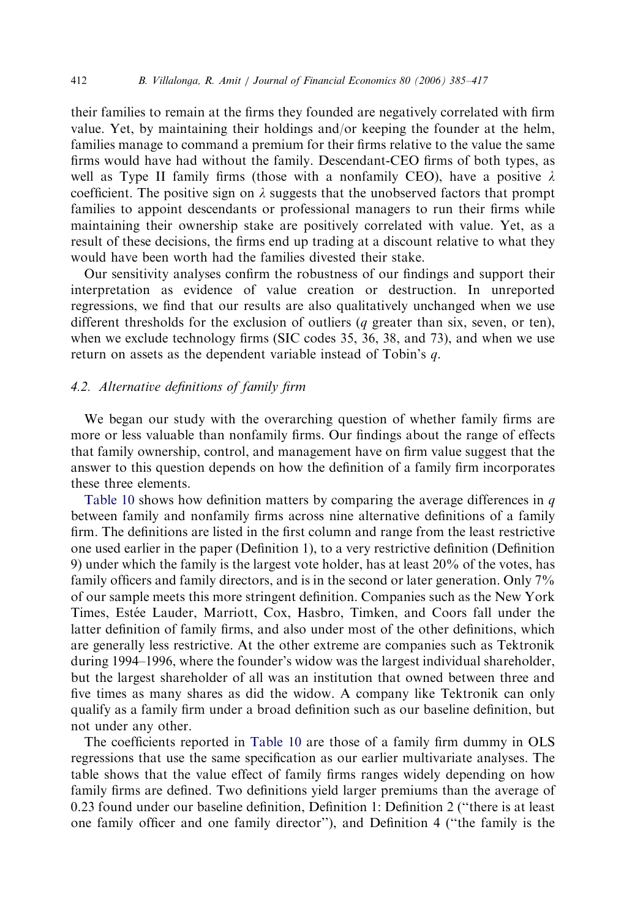their families to remain at the firms they founded are negatively correlated with firm value. Yet, by maintaining their holdings and/or keeping the founder at the helm, families manage to command a premium for their firms relative to the value the same firms would have had without the family. Descendant-CEO firms of both types, as well as Type II family firms (those with a nonfamily CEO), have a positive $\lambda$ coefficient. The positive sign on $\lambda$ suggests that the unobserved factors that prompt families to appoint descendants or professional managers to run their firms while maintaining their ownership stake are positively correlated with value. Yet, as a result of these decisions, the firms end up trading at a discount relative to what they would have been worth had the families divested their stake.

Our sensitivity analyses confirm the robustness of our findings and support their interpretation as evidence of value creation or destruction. In unreported regressions, we find that our results are also qualitatively unchanged when we use different thresholds for the exclusion of outliers ($q$ greater than six, seven, or ten), when we exclude technology firms (SIC codes 35, 36, 38, and 73), and when we use return on assets as the dependent variable instead of Tobin's $q$.

### 4.2. Alternative definitions of family firm

We began our study with the overarching question of whether family firms are more or less valuable than nonfamily firms. Our findings about the range of effects that family ownership, control, and management have on firm value suggest that the answer to this question depends on how the definition of a family firm incorporates these three elements.

Table 10 shows how definition matters by comparing the average differences in $q$ between family and nonfamily firms across nine alternative definitions of a family firm. The definitions are listed in the first column and range from the least restrictive one used earlier in the paper (Definition 1), to a very restrictive definition (Definition 9) under which the family is the largest vote holder, has at least 20% of the votes, has family officers and family directors, and is in the second or later generation. Only 7% of our sample meets this more stringent definition. Companies such as the New York Times, Estée Lauder, Marriott, Cox, Hasbro, Timken, and Coors fall under the latter definition of family firms, and also under most of the other definitions, which are generally less restrictive. At the other extreme are companies such as Tektronik during 1994–1996, where the founder's widow was the largest individual shareholder, but the largest shareholder of all was an institution that owned between three and five times as many shares as did the widow. A company like Tektronik can only qualify as a family firm under a broad definition such as our baseline definition, but not under any other.

The coefficients reported in Table 10 are those of a family firm dummy in OLS regressions that use the same specification as our earlier multivariate analyses. The table shows that the value effect of family firms ranges widely depending on how family firms are defined. Two definitions yield larger premiums than the average of 0.23 found under our baseline definition, Definition 1: Definition 2 ("there is at least one family officer and one family director"), and Definition 4 ("the family is the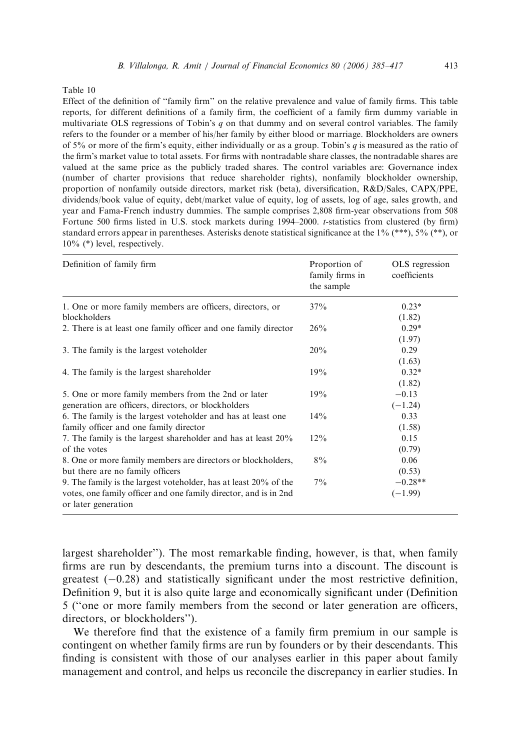Table 10

Effect of the definition of "family firm" on the relative prevalence and value of family firms. This table reports, for different definitions of a family firm, the coefficient of a family firm dummy variable in multivariate OLS regressions of Tobin's $q$ on that dummy and on several control variables. The family refers to the founder or a member of his/her family by either blood or marriage. Blockholders are owners of 5% or more of the firm's equity, either individually or as a group. Tobin's $q$ is measured as the ratio of the firm's market value to total assets. For firms with nontradable share classes, the nontradable shares are valued at the same price as the publicly traded shares. The control variables are: Governance index (number of charter provisions that reduce shareholder rights), nonfamily blockholder ownership, proportion of nonfamily outside directors, market risk (beta), diversification, R&D/Sales, CAPX/PPE, dividends/book value of equity, debt/market value of equity, log of assets, log of age, sales growth, and year and Fama-French industry dummies. The sample comprises 2,808 firm-year observations from 508 Fortune 500 firms listed in U.S. stock markets during 1994–2000. $t$-statistics from clustered (by firm) standard errors appear in parentheses. Asterisks denote statistical significance at the 1% (***), 5% (**), or 10% (*) level, respectively.

| Definition of family firm | Proportion of family firms in the sample | OLS regression coefficients |
|---|---|---|
| 1. One or more family members are officers, directors, or blockholders | 37% | 0.23* (1.82) |
| 2. There is at least one family officer and one family director | 26% | 0.29* (1.97) |
| 3. The family is the largest voteholder | 20% | 0.29 (1.63) |
| 4. The family is the largest shareholder | 19% | 0.32* (1.82) |
| 5. One or more family members from the 2nd or later generation are officers, directors, or blockholders | 19% | −0.13 (−1.24) |
| 6. The family is the largest voteholder and has at least one family officer and one family director | 14% | 0.33 (1.58) |
| 7. The family is the largest shareholder and has at least 20% of the votes | 12% | 0.15 (0.79) |
| 8. One or more family members are directors or blockholders, but there are no family officers | 8% | 0.06 (0.53) |
| 9. The family is the largest voteholder, has at least 20% of the votes, one family officer and one family director, and is in 2nd or later generation | 7% | −0.28** (−1.99) |

largest shareholder"). The most remarkable finding, however, is that, when family firms are run by descendants, the premium turns into a discount. The discount is greatest (−0.28) and statistically significant under the most restrictive definition, Definition 9, but it is also quite large and economically significant under (Definition 5 ("one or more family members from the second or later generation are officers, directors, or blockholders").

We therefore find that the existence of a family firm premium in our sample is contingent on whether family firms are run by founders or by their descendants. This finding is consistent with those of our analyses earlier in this paper about family management and control, and helps us reconcile the discrepancy in earlier studies. In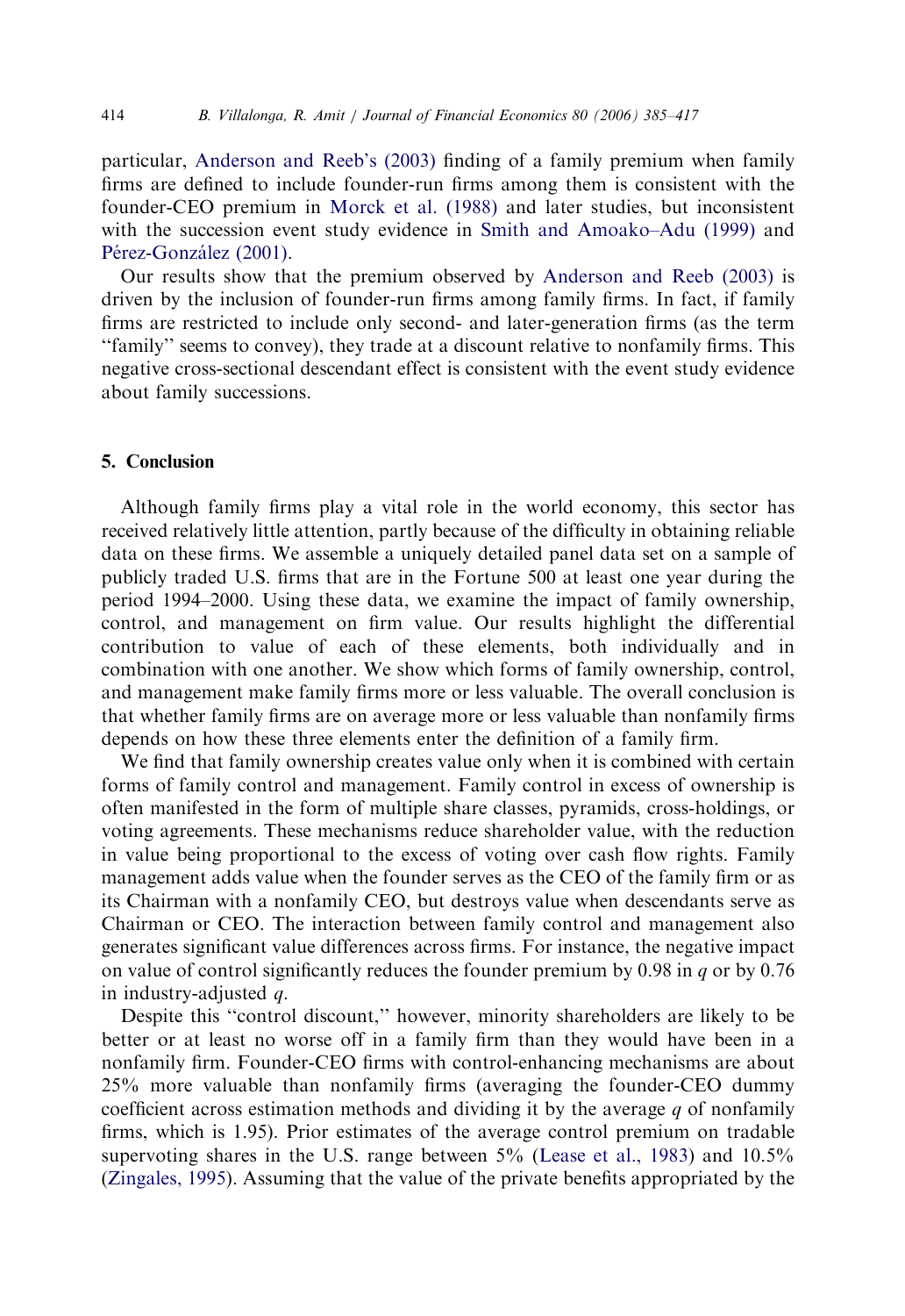particular, Anderson and Reeb's (2003) finding of a family premium when family firms are defined to include founder-run firms among them is consistent with the founder-CEO premium in Morck et al. (1988) and later studies, but inconsistent with the succession event study evidence in Smith and Amoako–Adu (1999) and Pérez-González (2001).

Our results show that the premium observed by Anderson and Reeb (2003) is driven by the inclusion of founder-run firms among family firms. In fact, if family firms are restricted to include only second- and later-generation firms (as the term "family" seems to convey), they trade at a discount relative to nonfamily firms. This negative cross-sectional descendant effect is consistent with the event study evidence about family successions.

## 5. Conclusion

Although family firms play a vital role in the world economy, this sector has received relatively little attention, partly because of the difficulty in obtaining reliable data on these firms. We assemble a uniquely detailed panel data set on a sample of publicly traded U.S. firms that are in the Fortune 500 at least one year during the period 1994–2000. Using these data, we examine the impact of family ownership, control, and management on firm value. Our results highlight the differential contribution to value of each of these elements, both individually and in combination with one another. We show which forms of family ownership, control, and management make family firms more or less valuable. The overall conclusion is that whether family firms are on average more or less valuable than nonfamily firms depends on how these three elements enter the definition of a family firm.

We find that family ownership creates value only when it is combined with certain forms of family control and management. Family control in excess of ownership is often manifested in the form of multiple share classes, pyramids, cross-holdings, or voting agreements. These mechanisms reduce shareholder value, with the reduction in value being proportional to the excess of voting over cash flow rights. Family management adds value when the founder serves as the CEO of the family firm or as its Chairman with a nonfamily CEO, but destroys value when descendants serve as Chairman or CEO. The interaction between family control and management also generates significant value differences across firms. For instance, the negative impact on value of control significantly reduces the founder premium by 0.98 in $q$ or by 0.76 in industry-adjusted $q$.

Despite this "control discount," however, minority shareholders are likely to be better or at least no worse off in a family firm than they would have been in a nonfamily firm. Founder-CEO firms with control-enhancing mechanisms are about 25% more valuable than nonfamily firms (averaging the founder-CEO dummy coefficient across estimation methods and dividing it by the average $q$ of nonfamily firms, which is 1.95). Prior estimates of the average control premium on tradable supervoting shares in the U.S. range between 5% (Lease et al., 1983) and 10.5% (Zingales, 1995). Assuming that the value of the private benefits appropriated by the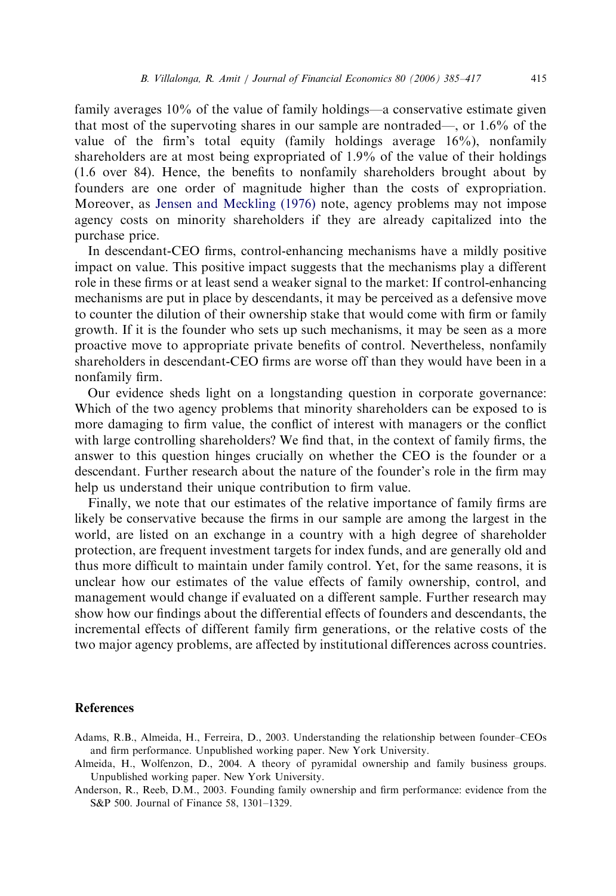family averages 10% of the value of family holdings—a conservative estimate given that most of the supervoting shares in our sample are nontraded—, or 1.6% of the value of the firm's total equity (family holdings average 16%), nonfamily shareholders are at most being expropriated of 1.9% of the value of their holdings (1.6 over 84). Hence, the benefits to nonfamily shareholders brought about by founders are one order of magnitude higher than the costs of expropriation. Moreover, as Jensen and Meckling (1976) note, agency problems may not impose agency costs on minority shareholders if they are already capitalized into the purchase price.

In descendant-CEO firms, control-enhancing mechanisms have a mildly positive impact on value. This positive impact suggests that the mechanisms play a different role in these firms or at least send a weaker signal to the market: If control-enhancing mechanisms are put in place by descendants, it may be perceived as a defensive move to counter the dilution of their ownership stake that would come with firm or family growth. If it is the founder who sets up such mechanisms, it may be seen as a more proactive move to appropriate private benefits of control. Nevertheless, nonfamily shareholders in descendant-CEO firms are worse off than they would have been in a nonfamily firm.

Our evidence sheds light on a longstanding question in corporate governance: Which of the two agency problems that minority shareholders can be exposed to is more damaging to firm value, the conflict of interest with managers or the conflict with large controlling shareholders? We find that, in the context of family firms, the answer to this question hinges crucially on whether the CEO is the founder or a descendant. Further research about the nature of the founder's role in the firm may help us understand their unique contribution to firm value.

Finally, we note that our estimates of the relative importance of family firms are likely be conservative because the firms in our sample are among the largest in the world, are listed on an exchange in a country with a high degree of shareholder protection, are frequent investment targets for index funds, and are generally old and thus more difficult to maintain under family control. Yet, for the same reasons, it is unclear how our estimates of the value effects of family ownership, control, and management would change if evaluated on a different sample. Further research may show how our findings about the differential effects of founders and descendants, the incremental effects of different family firm generations, or the relative costs of the two major agency problems, are affected by institutional differences across countries.

## References

Adams, R.B., Almeida, H., Ferreira, D., 2003. Understanding the relationship between founder–CEOs and firm performance. Unpublished working paper. New York University.

Almeida, H., Wolfenzon, D., 2004. A theory of pyramidal ownership and family business groups. Unpublished working paper. New York University.

Anderson, R., Reeb, D.M., 2003. Founding family ownership and firm performance: evidence from the S&P 500. Journal of Finance 58, 1301–1329.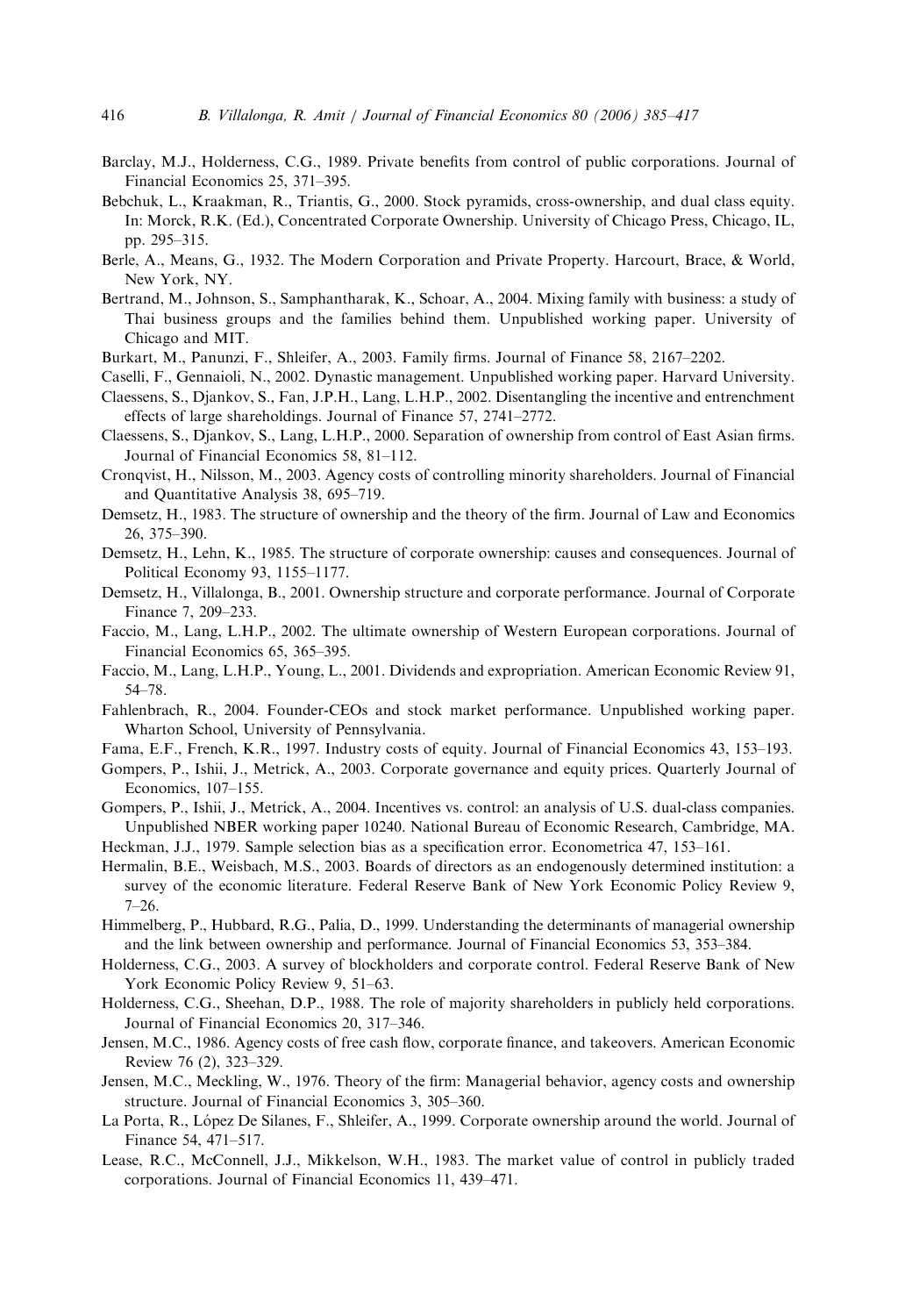Barclay, M.J., Holderness, C.G., 1989. Private benefits from control of public corporations. Journal of Financial Economics 25, 371–395.

Bebchuk, L., Kraakman, R., Triantis, G., 2000. Stock pyramids, cross-ownership, and dual class equity. In: Morck, R.K. (Ed.), Concentrated Corporate Ownership. University of Chicago Press, Chicago, IL, pp. 295–315.

Berle, A., Means, G., 1932. The Modern Corporation and Private Property. Harcourt, Brace, & World, New York, NY.

Bertrand, M., Johnson, S., Samphantharak, K., Schoar, A., 2004. Mixing family with business: a study of Thai business groups and the families behind them. Unpublished working paper. University of Chicago and MIT.

Burkart, M., Panunzi, F., Shleifer, A., 2003. Family firms. Journal of Finance 58, 2167–2202.

Caselli, F., Gennaioli, N., 2002. Dynastic management. Unpublished working paper. Harvard University.

Claessens, S., Djankov, S., Fan, J.P.H., Lang, L.H.P., 2002. Disentangling the incentive and entrenchment effects of large shareholdings. Journal of Finance 57, 2741–2772.

Claessens, S., Djankov, S., Lang, L.H.P., 2000. Separation of ownership from control of East Asian firms. Journal of Financial Economics 58, 81–112.

Cronqvist, H., Nilsson, M., 2003. Agency costs of controlling minority shareholders. Journal of Financial and Quantitative Analysis 38, 695–719.

Demsetz, H., 1983. The structure of ownership and the theory of the firm. Journal of Law and Economics 26, 375–390.

Demsetz, H., Lehn, K., 1985. The structure of corporate ownership: causes and consequences. Journal of Political Economy 93, 1155–1177.

Demsetz, H., Villalonga, B., 2001. Ownership structure and corporate performance. Journal of Corporate Finance 7, 209–233.

Faccio, M., Lang, L.H.P., 2002. The ultimate ownership of Western European corporations. Journal of Financial Economics 65, 365–395.

Faccio, M., Lang, L.H.P., Young, L., 2001. Dividends and expropriation. American Economic Review 91, 54–78.

Fahlenbrach, R., 2004. Founder-CEOs and stock market performance. Unpublished working paper. Wharton School, University of Pennsylvania.

Fama, E.F., French, K.R., 1997. Industry costs of equity. Journal of Financial Economics 43, 153–193.

Gompers, P., Ishii, J., Metrick, A., 2003. Corporate governance and equity prices. Quarterly Journal of Economics, 107–155.

Gompers, P., Ishii, J., Metrick, A., 2004. Incentives vs. control: an analysis of U.S. dual-class companies. Unpublished NBER working paper 10240. National Bureau of Economic Research, Cambridge, MA.

Heckman, J.J., 1979. Sample selection bias as a specification error. Econometrica 47, 153–161.

Hermalin, B.E., Weisbach, M.S., 2003. Boards of directors as an endogenously determined institution: a survey of the economic literature. Federal Reserve Bank of New York Economic Policy Review 9, 7–26.

Himmelberg, P., Hubbard, R.G., Palia, D., 1999. Understanding the determinants of managerial ownership and the link between ownership and performance. Journal of Financial Economics 53, 353–384.

Holderness, C.G., 2003. A survey of blockholders and corporate control. Federal Reserve Bank of New York Economic Policy Review 9, 51–63.

Holderness, C.G., Sheehan, D.P., 1988. The role of majority shareholders in publicly held corporations. Journal of Financial Economics 20, 317–346.

Jensen, M.C., 1986. Agency costs of free cash flow, corporate finance, and takeovers. American Economic Review 76 (2), 323–329.

Jensen, M.C., Meckling, W., 1976. Theory of the firm: Managerial behavior, agency costs and ownership structure. Journal of Financial Economics 3, 305–360.

La Porta, R., López De Silanes, F., Shleifer, A., 1999. Corporate ownership around the world. Journal of Finance 54, 471–517.

Lease, R.C., McConnell, J.J., Mikkelson, W.H., 1983. The market value of control in publicly traded corporations. Journal of Financial Economics 11, 439–471.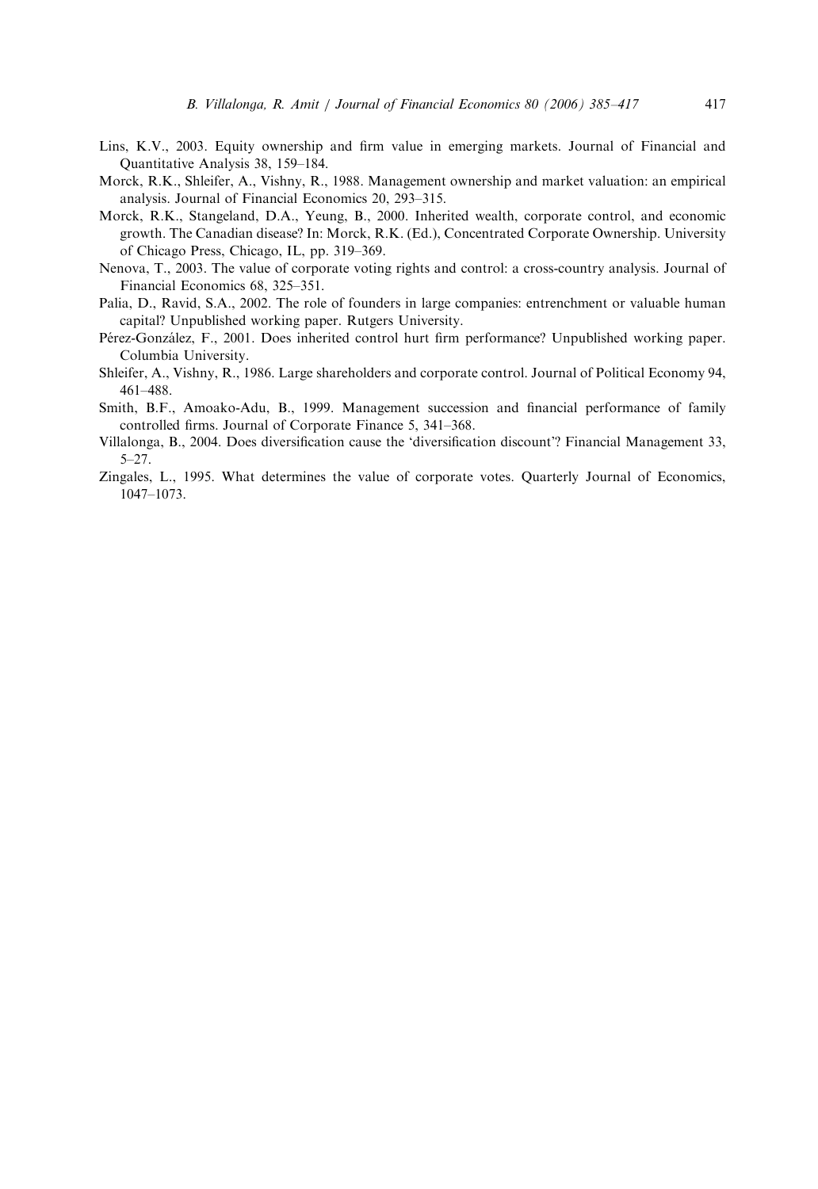Lins, K.V., 2003. Equity ownership and firm value in emerging markets. Journal of Financial and Quantitative Analysis 38, 159–184.

Morck, R.K., Shleifer, A., Vishny, R., 1988. Management ownership and market valuation: an empirical analysis. Journal of Financial Economics 20, 293–315.

Morck, R.K., Stangeland, D.A., Yeung, B., 2000. Inherited wealth, corporate control, and economic growth. The Canadian disease? In: Morck, R.K. (Ed.), Concentrated Corporate Ownership. University of Chicago Press, Chicago, IL, pp. 319–369.

Nenova, T., 2003. The value of corporate voting rights and control: a cross-country analysis. Journal of Financial Economics 68, 325–351.

Palia, D., Ravid, S.A., 2002. The role of founders in large companies: entrenchment or valuable human capital? Unpublished working paper. Rutgers University.

Pérez-González, F., 2001. Does inherited control hurt firm performance? Unpublished working paper. Columbia University.

Shleifer, A., Vishny, R., 1986. Large shareholders and corporate control. Journal of Political Economy 94, 461–488.

Smith, B.F., Amoako-Adu, B., 1999. Management succession and financial performance of family controlled firms. Journal of Corporate Finance 5, 341–368.

Villalonga, B., 2004. Does diversification cause the 'diversification discount'? Financial Management 33, 5–27.

Zingales, L., 1995. What determines the value of corporate votes. Quarterly Journal of Economics, 1047–1073.